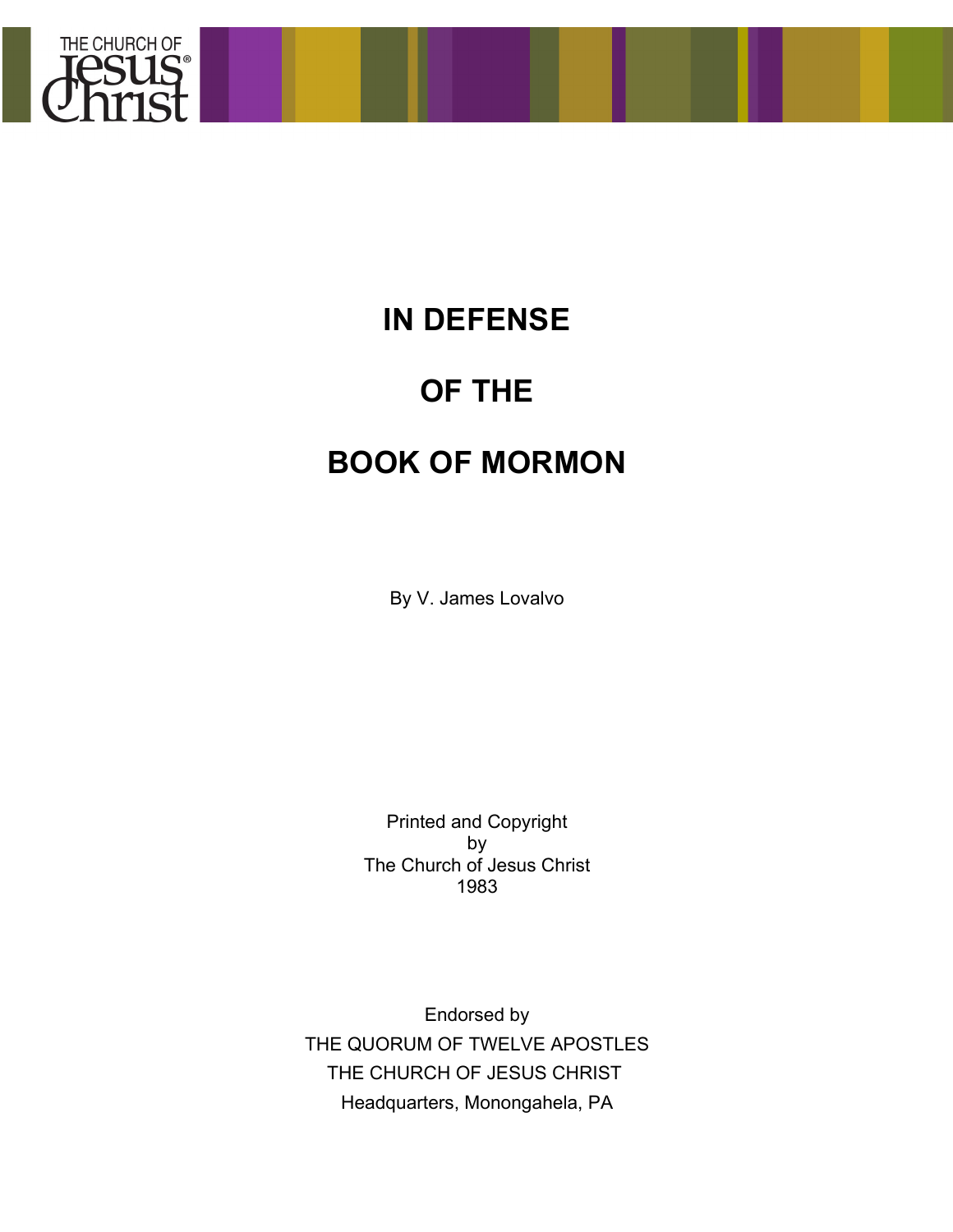# IN DEFENSE

# OF THE

# BOOK OF MORMON

By V. James Lovalvo

Printed and Copyright
by
The Church of Jesus Christ
1983

Endorsed by
THE QUORUM OF TWELVE APOSTLES
THE CHURCH OF JESUS CHRIST
Headquarters, Monongahela, PA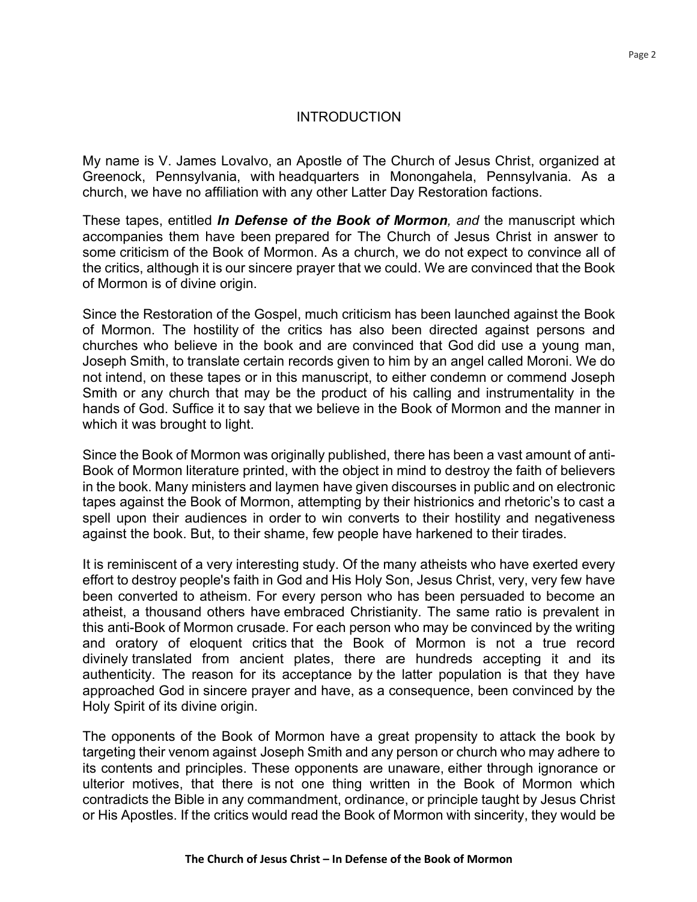# INTRODUCTION

My name is V. James Lovalvo, an Apostle of The Church of Jesus Christ, organized at Greenock, Pennsylvania, with headquarters in Monongahela, Pennsylvania. As a church, we have no affiliation with any other Latter Day Restoration factions.

These tapes, entitled ***In Defense of the Book of Mormon**, and* the manuscript which accompanies them have been prepared for The Church of Jesus Christ in answer to some criticism of the Book of Mormon. As a church, we do not expect to convince all of the critics, although it is our sincere prayer that we could. We are convinced that the Book of Mormon is of divine origin.

Since the Restoration of the Gospel, much criticism has been launched against the Book of Mormon. The hostility of the critics has also been directed against persons and churches who believe in the book and are convinced that God did use a young man, Joseph Smith, to translate certain records given to him by an angel called Moroni. We do not intend, on these tapes or in this manuscript, to either condemn or commend Joseph Smith or any church that may be the product of his calling and instrumentality in the hands of God. Suffice it to say that we believe in the Book of Mormon and the manner in which it was brought to light.

Since the Book of Mormon was originally published, there has been a vast amount of anti-Book of Mormon literature printed, with the object in mind to destroy the faith of believers in the book. Many ministers and laymen have given discourses in public and on electronic tapes against the Book of Mormon, attempting by their histrionics and rhetoric's to cast a spell upon their audiences in order to win converts to their hostility and negativeness against the book. But, to their shame, few people have harkened to their tirades.

It is reminiscent of a very interesting study. Of the many atheists who have exerted every effort to destroy people's faith in God and His Holy Son, Jesus Christ, very, very few have been converted to atheism. For every person who has been persuaded to become an atheist, a thousand others have embraced Christianity. The same ratio is prevalent in this anti-Book of Mormon crusade. For each person who may be convinced by the writing and oratory of eloquent critics that the Book of Mormon is not a true record divinely translated from ancient plates, there are hundreds accepting it and its authenticity. The reason for its acceptance by the latter population is that they have approached God in sincere prayer and have, as a consequence, been convinced by the Holy Spirit of its divine origin.

The opponents of the Book of Mormon have a great propensity to attack the book by targeting their venom against Joseph Smith and any person or church who may adhere to its contents and principles. These opponents are unaware, either through ignorance or ulterior motives, that there is not one thing written in the Book of Mormon which contradicts the Bible in any commandment, ordinance, or principle taught by Jesus Christ or His Apostles. If the critics would read the Book of Mormon with sincerity, they would be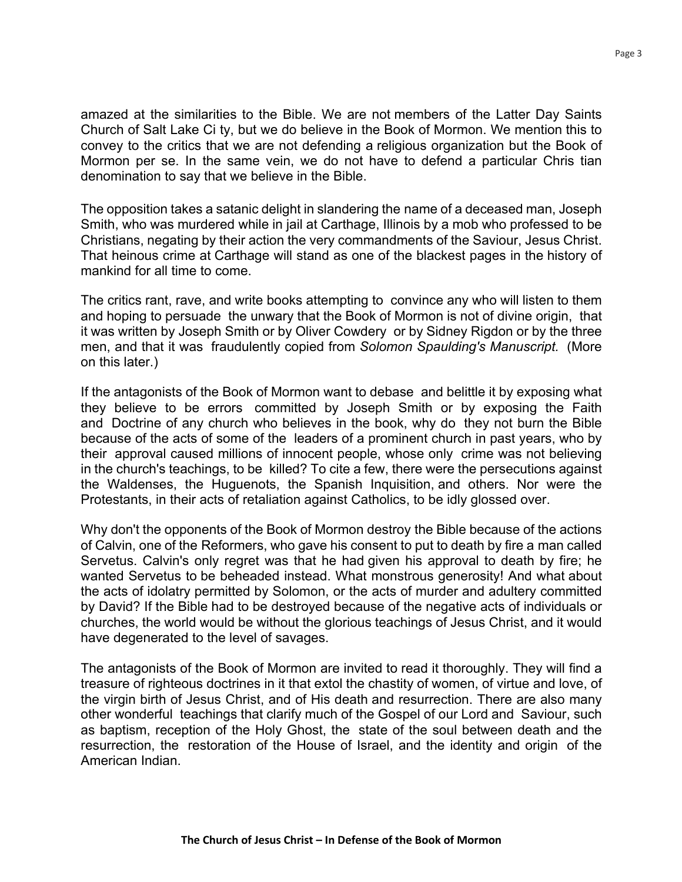amazed at the similarities to the Bible. We are not members of the Latter Day Saints Church of Salt Lake Ci ty, but we do believe in the Book of Mormon. We mention this to convey to the critics that we are not defending a religious organization but the Book of Mormon per se. In the same vein, we do not have to defend a particular Chris tian denomination to say that we believe in the Bible.

The opposition takes a satanic delight in slandering the name of a deceased man, Joseph Smith, who was murdered while in jail at Carthage, Illinois by a mob who professed to be Christians, negating by their action the very commandments of the Saviour, Jesus Christ. That heinous crime at Carthage will stand as one of the blackest pages in the history of mankind for all time to come.

The critics rant, rave, and write books attempting to convince any who will listen to them and hoping to persuade the unwary that the Book of Mormon is not of divine origin, that it was written by Joseph Smith or by Oliver Cowdery or by Sidney Rigdon or by the three men, and that it was fraudulently copied from *Solomon Spaulding's Manuscript.* (More on this later.)

If the antagonists of the Book of Mormon want to debase and belittle it by exposing what they believe to be errors committed by Joseph Smith or by exposing the Faith and Doctrine of any church who believes in the book, why do they not burn the Bible because of the acts of some of the leaders of a prominent church in past years, who by their approval caused millions of innocent people, whose only crime was not believing in the church's teachings, to be killed? To cite a few, there were the persecutions against the Waldenses, the Huguenots, the Spanish Inquisition, and others. Nor were the Protestants, in their acts of retaliation against Catholics, to be idly glossed over.

Why don't the opponents of the Book of Mormon destroy the Bible because of the actions of Calvin, one of the Reformers, who gave his consent to put to death by fire a man called Servetus. Calvin's only regret was that he had given his approval to death by fire; he wanted Servetus to be beheaded instead. What monstrous generosity! And what about the acts of idolatry permitted by Solomon, or the acts of murder and adultery committed by David? If the Bible had to be destroyed because of the negative acts of individuals or churches, the world would be without the glorious teachings of Jesus Christ, and it would have degenerated to the level of savages.

The antagonists of the Book of Mormon are invited to read it thoroughly. They will find a treasure of righteous doctrines in it that extol the chastity of women, of virtue and love, of the virgin birth of Jesus Christ, and of His death and resurrection. There are also many other wonderful teachings that clarify much of the Gospel of our Lord and Saviour, such as baptism, reception of the Holy Ghost, the state of the soul between death and the resurrection, the restoration of the House of Israel, and the identity and origin of the American Indian.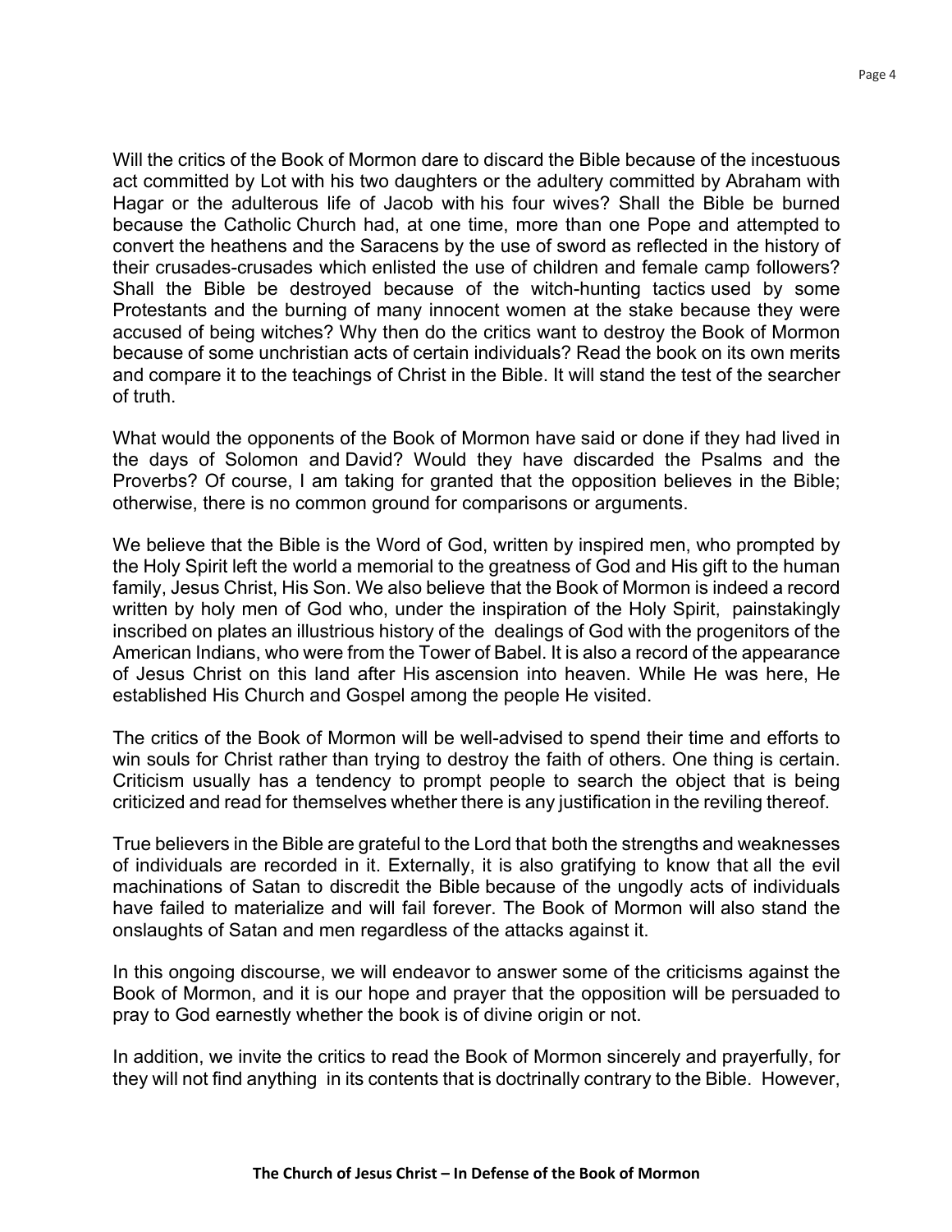Will the critics of the Book of Mormon dare to discard the Bible because of the incestuous act committed by Lot with his two daughters or the adultery committed by Abraham with Hagar or the adulterous life of Jacob with his four wives? Shall the Bible be burned because the Catholic Church had, at one time, more than one Pope and attempted to convert the heathens and the Saracens by the use of sword as reflected in the history of their crusades-crusades which enlisted the use of children and female camp followers? Shall the Bible be destroyed because of the witch-hunting tactics used by some Protestants and the burning of many innocent women at the stake because they were accused of being witches? Why then do the critics want to destroy the Book of Mormon because of some unchristian acts of certain individuals? Read the book on its own merits and compare it to the teachings of Christ in the Bible. It will stand the test of the searcher of truth.

What would the opponents of the Book of Mormon have said or done if they had lived in the days of Solomon and David? Would they have discarded the Psalms and the Proverbs? Of course, I am taking for granted that the opposition believes in the Bible; otherwise, there is no common ground for comparisons or arguments.

We believe that the Bible is the Word of God, written by inspired men, who prompted by the Holy Spirit left the world a memorial to the greatness of God and His gift to the human family, Jesus Christ, His Son. We also believe that the Book of Mormon is indeed a record written by holy men of God who, under the inspiration of the Holy Spirit, painstakingly inscribed on plates an illustrious history of the dealings of God with the progenitors of the American Indians, who were from the Tower of Babel. It is also a record of the appearance of Jesus Christ on this land after His ascension into heaven. While He was here, He established His Church and Gospel among the people He visited.

The critics of the Book of Mormon will be well-advised to spend their time and efforts to win souls for Christ rather than trying to destroy the faith of others. One thing is certain. Criticism usually has a tendency to prompt people to search the object that is being criticized and read for themselves whether there is any justification in the reviling thereof.

True believers in the Bible are grateful to the Lord that both the strengths and weaknesses of individuals are recorded in it. Externally, it is also gratifying to know that all the evil machinations of Satan to discredit the Bible because of the ungodly acts of individuals have failed to materialize and will fail forever. The Book of Mormon will also stand the onslaughts of Satan and men regardless of the attacks against it.

In this ongoing discourse, we will endeavor to answer some of the criticisms against the Book of Mormon, and it is our hope and prayer that the opposition will be persuaded to pray to God earnestly whether the book is of divine origin or not.

In addition, we invite the critics to read the Book of Mormon sincerely and prayerfully, for they will not find anything in its contents that is doctrinally contrary to the Bible. However,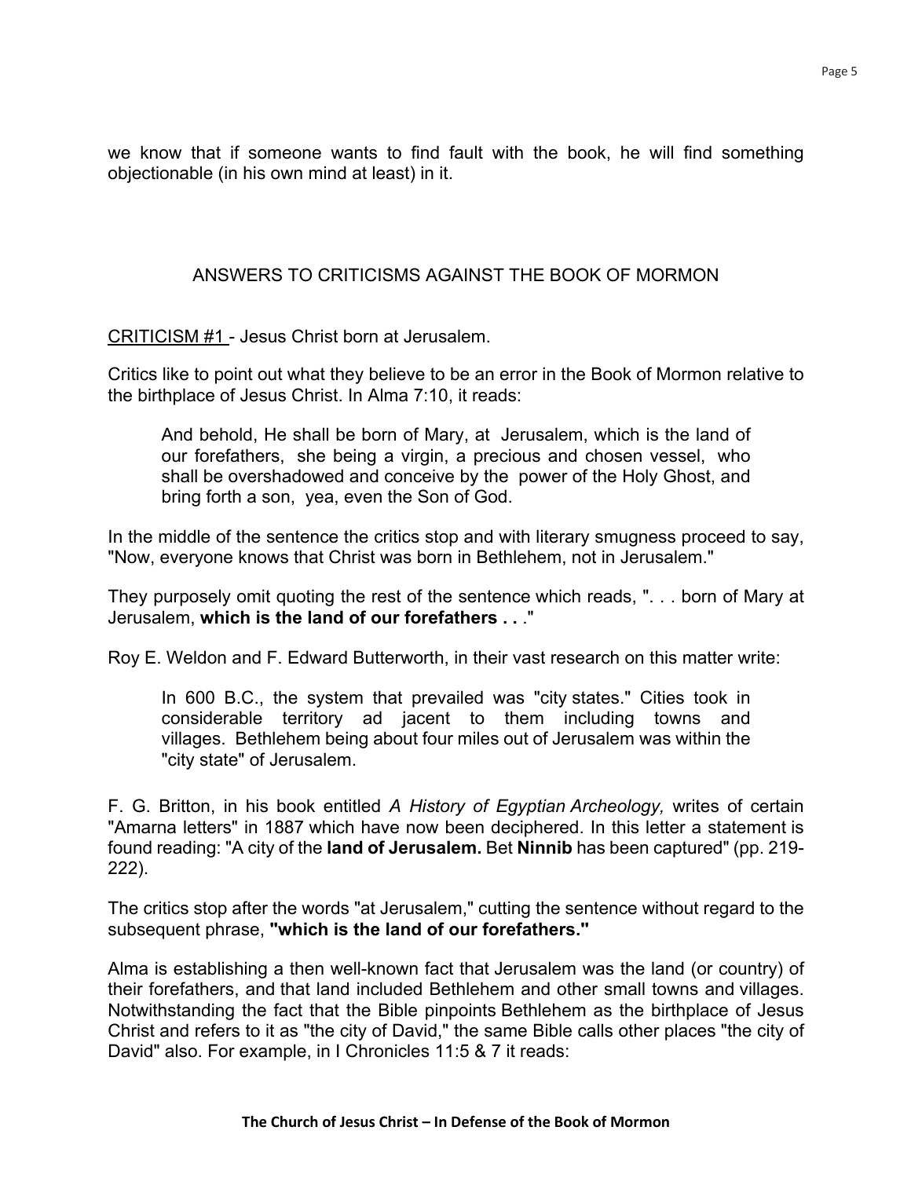we know that if someone wants to find fault with the book, he will find something objectionable (in his own mind at least) in it.

## ANSWERS TO CRITICISMS AGAINST THE BOOK OF MORMON

CRITICISM #1 - Jesus Christ born at Jerusalem.

Critics like to point out what they believe to be an error in the Book of Mormon relative to the birthplace of Jesus Christ. In Alma 7:10, it reads:

> And behold, He shall be born of Mary, at Jerusalem, which is the land of our forefathers, she being a virgin, a precious and chosen vessel, who shall be overshadowed and conceive by the power of the Holy Ghost, and bring forth a son, yea, even the Son of God.

In the middle of the sentence the critics stop and with literary smugness proceed to say, "Now, everyone knows that Christ was born in Bethlehem, not in Jerusalem."

They purposely omit quoting the rest of the sentence which reads, ". . . born of Mary at Jerusalem, **which is the land of our forefathers . .** ."

Roy E. Weldon and F. Edward Butterworth, in their vast research on this matter write:

> In 600 B.C., the system that prevailed was "city states." Cities took in considerable territory ad jacent to them including towns and villages. Bethlehem being about four miles out of Jerusalem was within the "city state" of Jerusalem.

F. G. Britton, in his book entitled *A History of Egyptian Archeology,* writes of certain "Amarna letters" in 1887 which have now been deciphered. In this letter a statement is found reading: "A city of the **land of Jerusalem.** Bet **Ninnib** has been captured" (pp. 219-222).

The critics stop after the words "at Jerusalem," cutting the sentence without regard to the subsequent phrase, **"which is the land of our forefathers."**

Alma is establishing a then well-known fact that Jerusalem was the land (or country) of their forefathers, and that land included Bethlehem and other small towns and villages. Notwithstanding the fact that the Bible pinpoints Bethlehem as the birthplace of Jesus Christ and refers to it as "the city of David," the same Bible calls other places "the city of David" also. For example, in I Chronicles 11:5 & 7 it reads: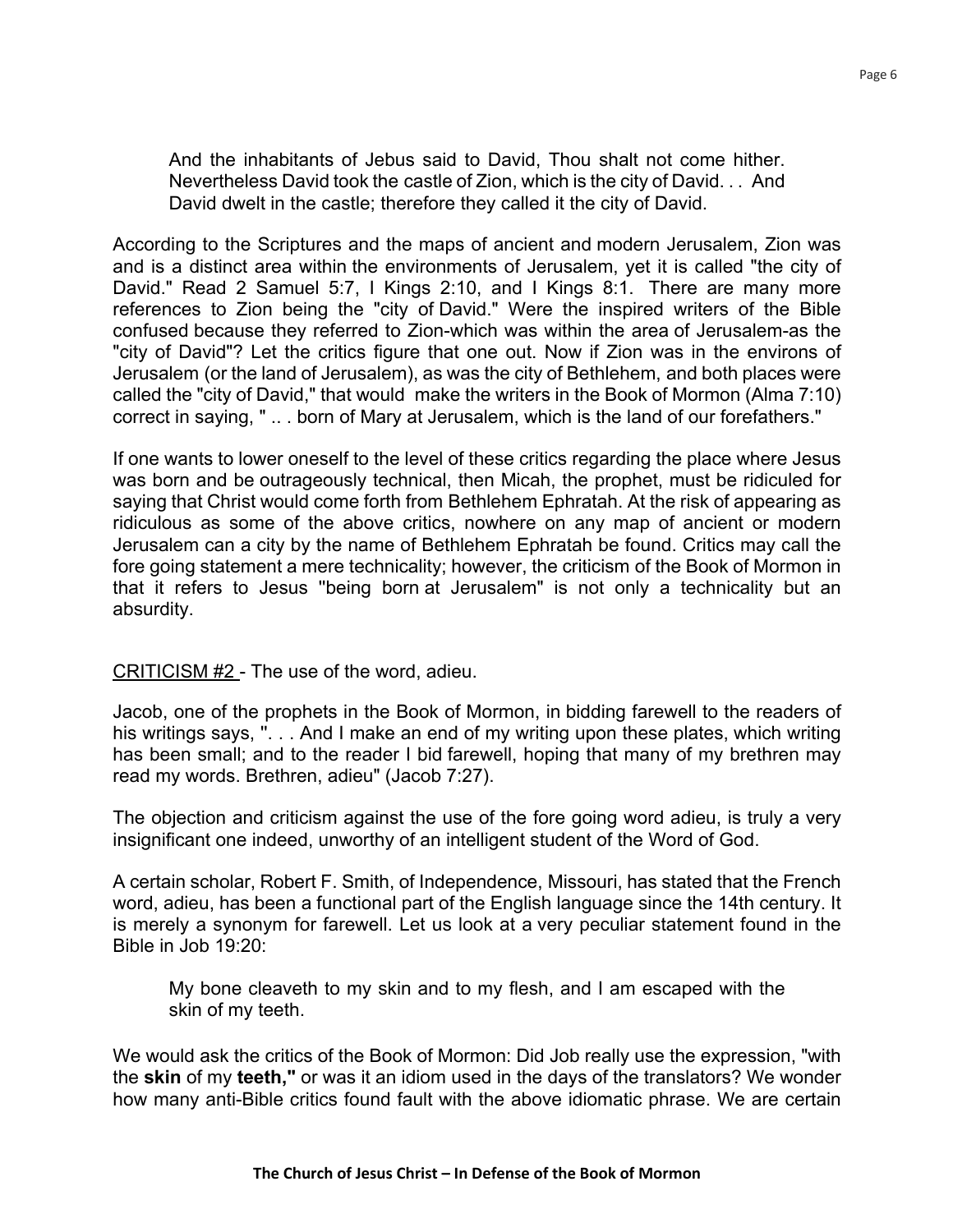> And the inhabitants of Jebus said to David, Thou shalt not come hither. Nevertheless David took the castle of Zion, which is the city of David. . . And David dwelt in the castle; therefore they called it the city of David.

According to the Scriptures and the maps of ancient and modern Jerusalem, Zion was and is a distinct area within the environments of Jerusalem, yet it is called "the city of David." Read 2 Samuel 5:7, I Kings 2:10, and I Kings 8:1. There are many more references to Zion being the "city of David." Were the inspired writers of the Bible confused because they referred to Zion-which was within the area of Jerusalem-as the "city of David"? Let the critics figure that one out. Now if Zion was in the environs of Jerusalem (or the land of Jerusalem), as was the city of Bethlehem, and both places were called the "city of David," that would make the writers in the Book of Mormon (Alma 7:10) correct in saying, " .. . born of Mary at Jerusalem, which is the land of our forefathers."

If one wants to lower oneself to the level of these critics regarding the place where Jesus was born and be outrageously technical, then Micah, the prophet, must be ridiculed for saying that Christ would come forth from Bethlehem Ephratah. At the risk of appearing as ridiculous as some of the above critics, nowhere on any map of ancient or modern Jerusalem can a city by the name of Bethlehem Ephratah be found. Critics may call the fore going statement a mere technicality; however, the criticism of the Book of Mormon in that it refers to Jesus "being born at Jerusalem" is not only a technicality but an absurdity.

<u>CRITICISM #2</u> - The use of the word, adieu.

Jacob, one of the prophets in the Book of Mormon, in bidding farewell to the readers of his writings says, ". . . And I make an end of my writing upon these plates, which writing has been small; and to the reader I bid farewell, hoping that many of my brethren may read my words. Brethren, adieu" (Jacob 7:27).

The objection and criticism against the use of the fore going word adieu, is truly a very insignificant one indeed, unworthy of an intelligent student of the Word of God.

A certain scholar, Robert F. Smith, of Independence, Missouri, has stated that the French word, adieu, has been a functional part of the English language since the 14th century. It is merely a synonym for farewell. Let us look at a very peculiar statement found in the Bible in Job 19:20:

> My bone cleaveth to my skin and to my flesh, and I am escaped with the skin of my teeth.

We would ask the critics of the Book of Mormon: Did Job really use the expression, "with the **skin** of my **teeth,"** or was it an idiom used in the days of the translators? We wonder how many anti-Bible critics found fault with the above idiomatic phrase. We are certain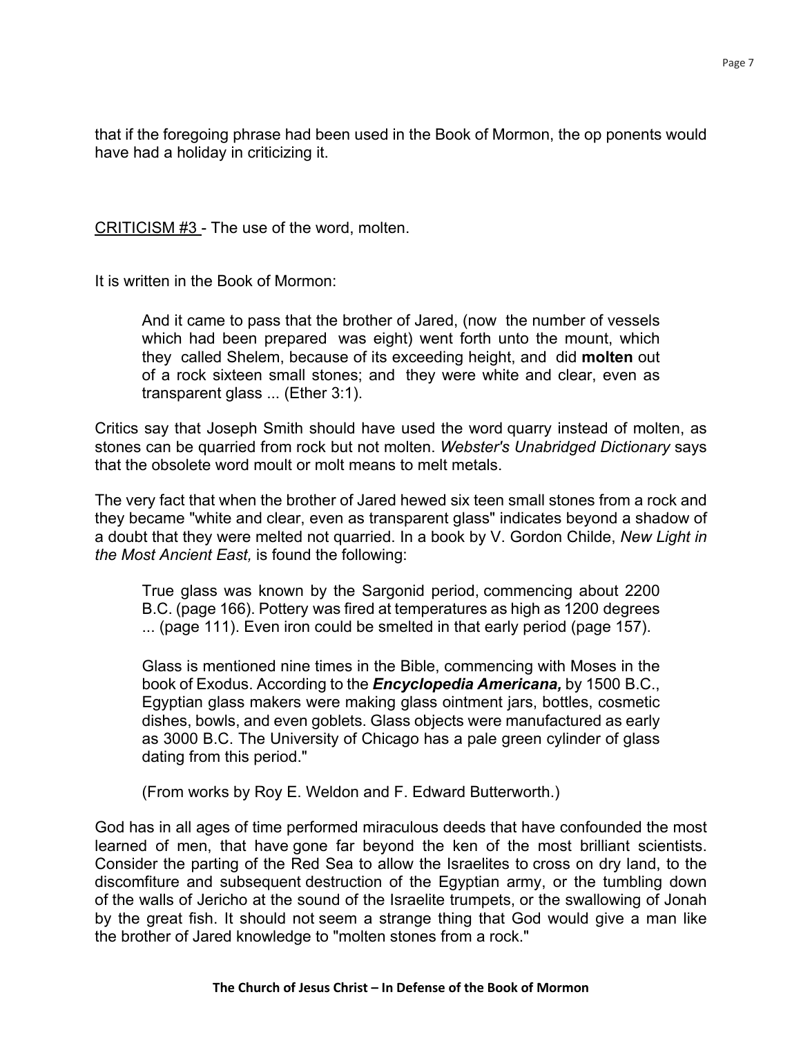that if the foregoing phrase had been used in the Book of Mormon, the op ponents would have had a holiday in criticizing it.

<u>CRITICISM #3</u> - The use of the word, molten.

It is written in the Book of Mormon:

> And it came to pass that the brother of Jared, (now the number of vessels which had been prepared was eight) went forth unto the mount, which they called Shelem, because of its exceeding height, and did **molten** out of a rock sixteen small stones; and they were white and clear, even as transparent glass ... (Ether 3:1).

Critics say that Joseph Smith should have used the word quarry instead of molten, as stones can be quarried from rock but not molten. *Webster's Unabridged Dictionary* says that the obsolete word moult or molt means to melt metals.

The very fact that when the brother of Jared hewed six teen small stones from a rock and they became "white and clear, even as transparent glass" indicates beyond a shadow of a doubt that they were melted not quarried. In a book by V. Gordon Childe, *New Light in the Most Ancient East,* is found the following:

> True glass was known by the Sargonid period, commencing about 2200 B.C. (page 166). Pottery was fired at temperatures as high as 1200 degrees ... (page 111). Even iron could be smelted in that early period (page 157).
>
> Glass is mentioned nine times in the Bible, commencing with Moses in the book of Exodus. According to the ***Encyclopedia Americana,*** by 1500 B.C., Egyptian glass makers were making glass ointment jars, bottles, cosmetic dishes, bowls, and even goblets. Glass objects were manufactured as early as 3000 B.C. The University of Chicago has a pale green cylinder of glass dating from this period."
>
> (From works by Roy E. Weldon and F. Edward Butterworth.)

God has in all ages of time performed miraculous deeds that have confounded the most learned of men, that have gone far beyond the ken of the most brilliant scientists. Consider the parting of the Red Sea to allow the Israelites to cross on dry land, to the discomfiture and subsequent destruction of the Egyptian army, or the tumbling down of the walls of Jericho at the sound of the Israelite trumpets, or the swallowing of Jonah by the great fish. It should not seem a strange thing that God would give a man like the brother of Jared knowledge to "molten stones from a rock."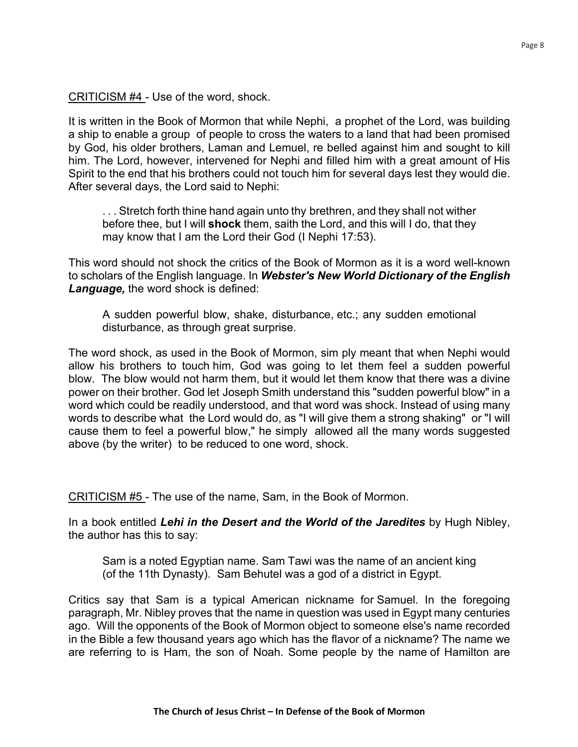CRITICISM #4 - Use of the word, shock.

It is written in the Book of Mormon that while Nephi, a prophet of the Lord, was building a ship to enable a group of people to cross the waters to a land that had been promised by God, his older brothers, Laman and Lemuel, rebelled against him and sought to kill him. The Lord, however, intervened for Nephi and filled him with a great amount of His Spirit to the end that his brothers could not touch him for several days lest they would die. After several days, the Lord said to Nephi:

> . . . Stretch forth thine hand again unto thy brethren, and they shall not wither before thee, but I will **shock** them, saith the Lord, and this will I do, that they may know that I am the Lord their God (I Nephi 17:53).

This word should not shock the critics of the Book of Mormon as it is a word well-known to scholars of the English language. In ***Webster's New World Dictionary of the English Language,*** the word shock is defined:

> A sudden powerful blow, shake, disturbance, etc.; any sudden emotional disturbance, as through great surprise.

The word shock, as used in the Book of Mormon, simply meant that when Nephi would allow his brothers to touch him, God was going to let them feel a sudden powerful blow. The blow would not harm them, but it would let them know that there was a divine power on their brother. God let Joseph Smith understand this "sudden powerful blow" in a word which could be readily understood, and that word was shock. Instead of using many words to describe what the Lord would do, as "I will give them a strong shaking" or "I will cause them to feel a powerful blow," he simply allowed all the many words suggested above (by the writer) to be reduced to one word, shock.

CRITICISM #5 - The use of the name, Sam, in the Book of Mormon.

In a book entitled ***Lehi in the Desert and the World of the Jaredites*** by Hugh Nibley, the author has this to say:

> Sam is a noted Egyptian name. Sam Tawi was the name of an ancient king (of the 11th Dynasty). Sam Behutel was a god of a district in Egypt.

Critics say that Sam is a typical American nickname for Samuel. In the foregoing paragraph, Mr. Nibley proves that the name in question was used in Egypt many centuries ago. Will the opponents of the Book of Mormon object to someone else's name recorded in the Bible a few thousand years ago which has the flavor of a nickname? The name we are referring to is Ham, the son of Noah. Some people by the name of Hamilton are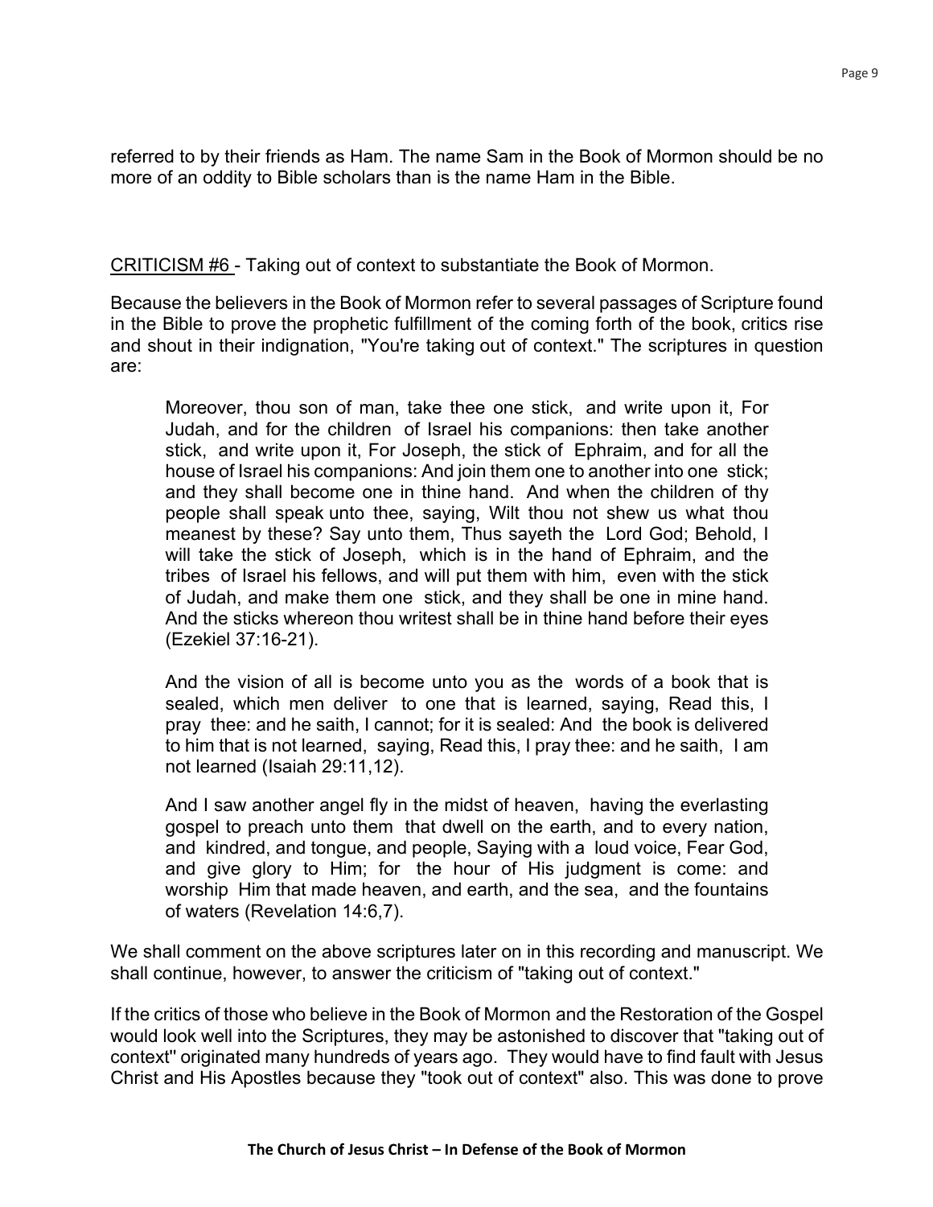referred to by their friends as Ham. The name Sam in the Book of Mormon should be no more of an oddity to Bible scholars than is the name Ham in the Bible.

CRITICISM #6 - Taking out of context to substantiate the Book of Mormon.

Because the believers in the Book of Mormon refer to several passages of Scripture found in the Bible to prove the prophetic fulfillment of the coming forth of the book, critics rise and shout in their indignation, "You're taking out of context." The scriptures in question are:

> Moreover, thou son of man, take thee one stick, and write upon it, For Judah, and for the children of Israel his companions: then take another stick, and write upon it, For Joseph, the stick of Ephraim, and for all the house of Israel his companions: And join them one to another into one stick; and they shall become one in thine hand. And when the children of thy people shall speak unto thee, saying, Wilt thou not shew us what thou meanest by these? Say unto them, Thus sayeth the Lord God; Behold, I will take the stick of Joseph, which is in the hand of Ephraim, and the tribes of Israel his fellows, and will put them with him, even with the stick of Judah, and make them one stick, and they shall be one in mine hand. And the sticks whereon thou writest shall be in thine hand before their eyes (Ezekiel 37:16-21).
>
> And the vision of all is become unto you as the words of a book that is sealed, which men deliver to one that is learned, saying, Read this, I pray thee: and he saith, I cannot; for it is sealed: And the book is delivered to him that is not learned, saying, Read this, I pray thee: and he saith, I am not learned (Isaiah 29:11,12).
>
> And I saw another angel fly in the midst of heaven, having the everlasting gospel to preach unto them that dwell on the earth, and to every nation, and kindred, and tongue, and people, Saying with a loud voice, Fear God, and give glory to Him; for the hour of His judgment is come: and worship Him that made heaven, and earth, and the sea, and the fountains of waters (Revelation 14:6,7).

We shall comment on the above scriptures later on in this recording and manuscript. We shall continue, however, to answer the criticism of "taking out of context."

If the critics of those who believe in the Book of Mormon and the Restoration of the Gospel would look well into the Scriptures, they may be astonished to discover that "taking out of context" originated many hundreds of years ago. They would have to find fault with Jesus Christ and His Apostles because they "took out of context" also. This was done to prove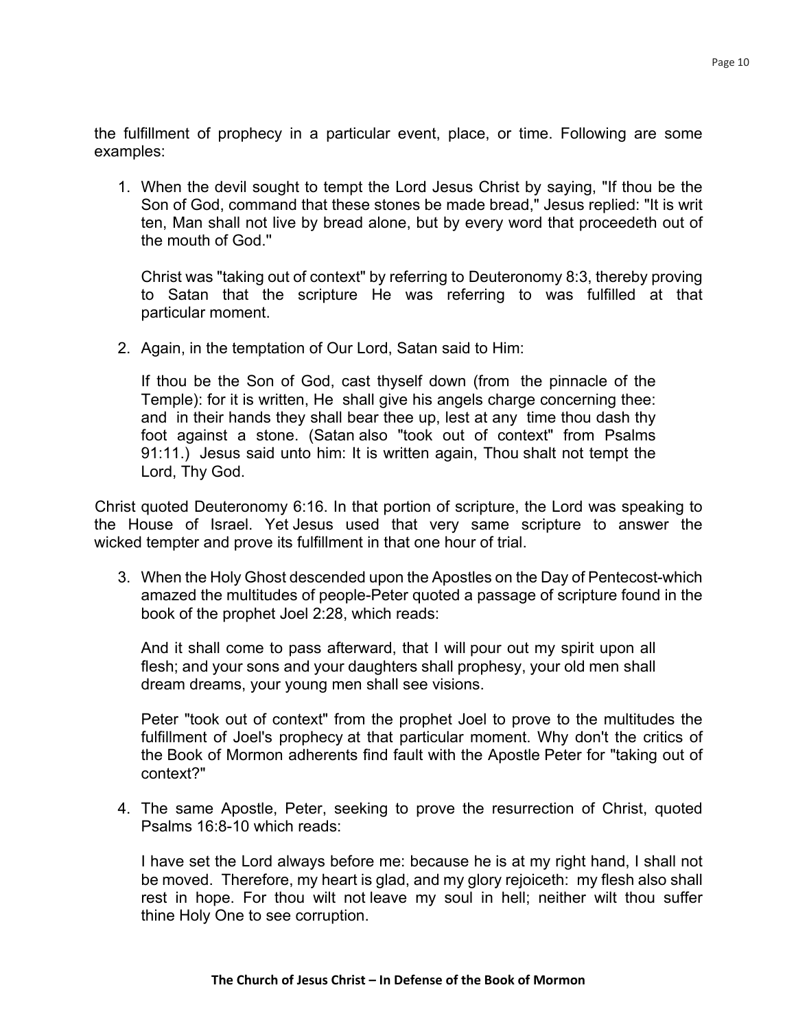the fulfillment of prophecy in a particular event, place, or time. Following are some examples:

1. When the devil sought to tempt the Lord Jesus Christ by saying, "If thou be the Son of God, command that these stones be made bread," Jesus replied: "It is writ ten, Man shall not live by bread alone, but by every word that proceedeth out of the mouth of God."

   Christ was "taking out of context" by referring to Deuteronomy 8:3, thereby proving to Satan that the scripture He was referring to was fulfilled at that particular moment.

2. Again, in the temptation of Our Lord, Satan said to Him:

   If thou be the Son of God, cast thyself down (from the pinnacle of the Temple): for it is written, He shall give his angels charge concerning thee: and in their hands they shall bear thee up, lest at any time thou dash thy foot against a stone. (Satan also "took out of context" from Psalms 91:11.) Jesus said unto him: It is written again, Thou shalt not tempt the Lord, Thy God.

Christ quoted Deuteronomy 6:16. In that portion of scripture, the Lord was speaking to the House of Israel. Yet Jesus used that very same scripture to answer the wicked tempter and prove its fulfillment in that one hour of trial.

3. When the Holy Ghost descended upon the Apostles on the Day of Pentecost-which amazed the multitudes of people-Peter quoted a passage of scripture found in the book of the prophet Joel 2:28, which reads:

   And it shall come to pass afterward, that I will pour out my spirit upon all flesh; and your sons and your daughters shall prophesy, your old men shall dream dreams, your young men shall see visions.

   Peter "took out of context" from the prophet Joel to prove to the multitudes the fulfillment of Joel's prophecy at that particular moment. Why don't the critics of the Book of Mormon adherents find fault with the Apostle Peter for "taking out of context?"

4. The same Apostle, Peter, seeking to prove the resurrection of Christ, quoted Psalms 16:8-10 which reads:

   I have set the Lord always before me: because he is at my right hand, I shall not be moved. Therefore, my heart is glad, and my glory rejoiceth: my flesh also shall rest in hope. For thou wilt not leave my soul in hell; neither wilt thou suffer thine Holy One to see corruption.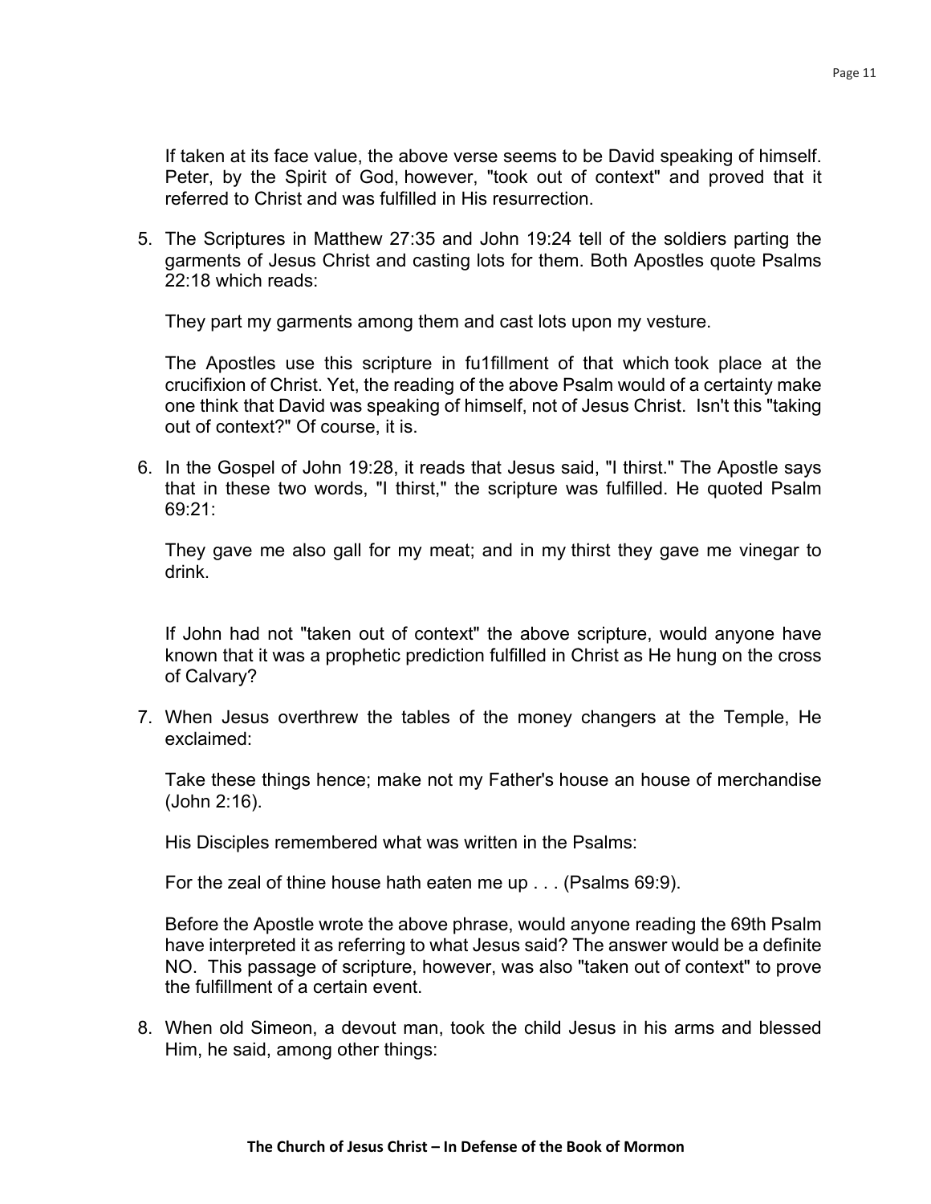If taken at its face value, the above verse seems to be David speaking of himself. Peter, by the Spirit of God, however, "took out of context" and proved that it referred to Christ and was fulfilled in His resurrection.

5. The Scriptures in Matthew 27:35 and John 19:24 tell of the soldiers parting the garments of Jesus Christ and casting lots for them. Both Apostles quote Psalms 22:18 which reads:

   They part my garments among them and cast lots upon my vesture.

   The Apostles use this scripture in fu1fillment of that which took place at the crucifixion of Christ. Yet, the reading of the above Psalm would of a certainty make one think that David was speaking of himself, not of Jesus Christ. Isn't this "taking out of context?" Of course, it is.

6. In the Gospel of John 19:28, it reads that Jesus said, "I thirst." The Apostle says that in these two words, "I thirst," the scripture was fulfilled. He quoted Psalm 69:21:

   They gave me also gall for my meat; and in my thirst they gave me vinegar to drink.

   If John had not "taken out of context" the above scripture, would anyone have known that it was a prophetic prediction fulfilled in Christ as He hung on the cross of Calvary?

7. When Jesus overthrew the tables of the money changers at the Temple, He exclaimed:

   Take these things hence; make not my Father's house an house of merchandise (John 2:16).

   His Disciples remembered what was written in the Psalms:

   For the zeal of thine house hath eaten me up . . . (Psalms 69:9).

   Before the Apostle wrote the above phrase, would anyone reading the 69th Psalm have interpreted it as referring to what Jesus said? The answer would be a definite NO. This passage of scripture, however, was also "taken out of context" to prove the fulfillment of a certain event.

8. When old Simeon, a devout man, took the child Jesus in his arms and blessed Him, he said, among other things: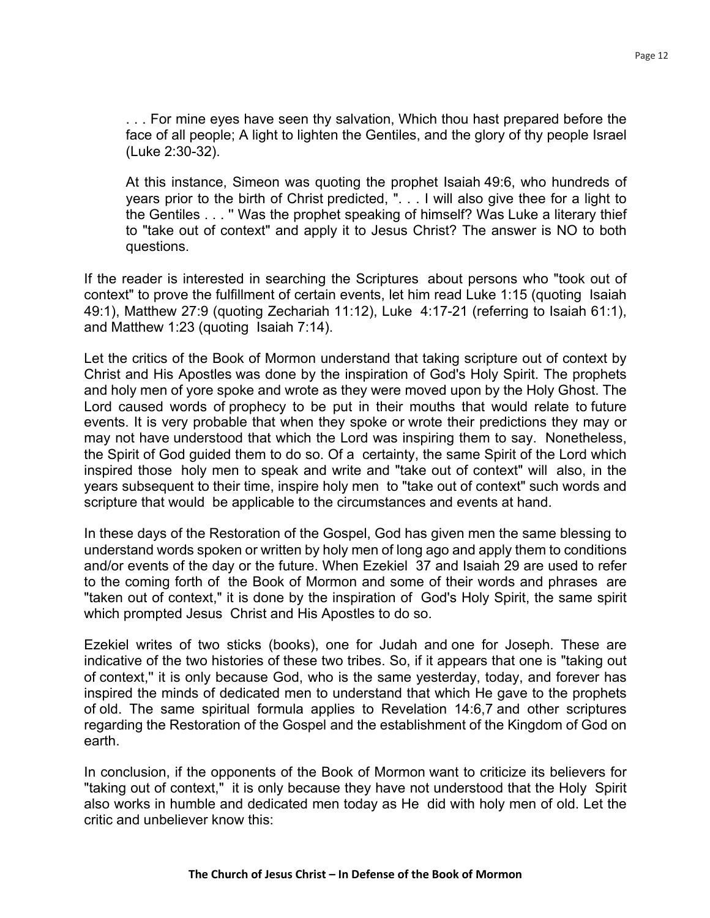> . . . For mine eyes have seen thy salvation, Which thou hast prepared before the face of all people; A light to lighten the Gentiles, and the glory of thy people Israel (Luke 2:30-32).
>
> At this instance, Simeon was quoting the prophet Isaiah 49:6, who hundreds of years prior to the birth of Christ predicted, ". . . I will also give thee for a light to the Gentiles . . . " Was the prophet speaking of himself? Was Luke a literary thief to "take out of context" and apply it to Jesus Christ? The answer is NO to both questions.

If the reader is interested in searching the Scriptures about persons who "took out of context" to prove the fulfillment of certain events, let him read Luke 1:15 (quoting Isaiah 49:1), Matthew 27:9 (quoting Zechariah 11:12), Luke 4:17-21 (referring to Isaiah 61:1), and Matthew 1:23 (quoting Isaiah 7:14).

Let the critics of the Book of Mormon understand that taking scripture out of context by Christ and His Apostles was done by the inspiration of God's Holy Spirit. The prophets and holy men of yore spoke and wrote as they were moved upon by the Holy Ghost. The Lord caused words of prophecy to be put in their mouths that would relate to future events. It is very probable that when they spoke or wrote their predictions they may or may not have understood that which the Lord was inspiring them to say. Nonetheless, the Spirit of God guided them to do so. Of a certainty, the same Spirit of the Lord which inspired those holy men to speak and write and "take out of context" will also, in the years subsequent to their time, inspire holy men to "take out of context" such words and scripture that would be applicable to the circumstances and events at hand.

In these days of the Restoration of the Gospel, God has given men the same blessing to understand words spoken or written by holy men of long ago and apply them to conditions and/or events of the day or the future. When Ezekiel 37 and Isaiah 29 are used to refer to the coming forth of the Book of Mormon and some of their words and phrases are "taken out of context," it is done by the inspiration of God's Holy Spirit, the same spirit which prompted Jesus Christ and His Apostles to do so.

Ezekiel writes of two sticks (books), one for Judah and one for Joseph. These are indicative of the two histories of these two tribes. So, if it appears that one is "taking out of context," it is only because God, who is the same yesterday, today, and forever has inspired the minds of dedicated men to understand that which He gave to the prophets of old. The same spiritual formula applies to Revelation 14:6,7 and other scriptures regarding the Restoration of the Gospel and the establishment of the Kingdom of God on earth.

In conclusion, if the opponents of the Book of Mormon want to criticize its believers for "taking out of context," it is only because they have not understood that the Holy Spirit also works in humble and dedicated men today as He did with holy men of old. Let the critic and unbeliever know this: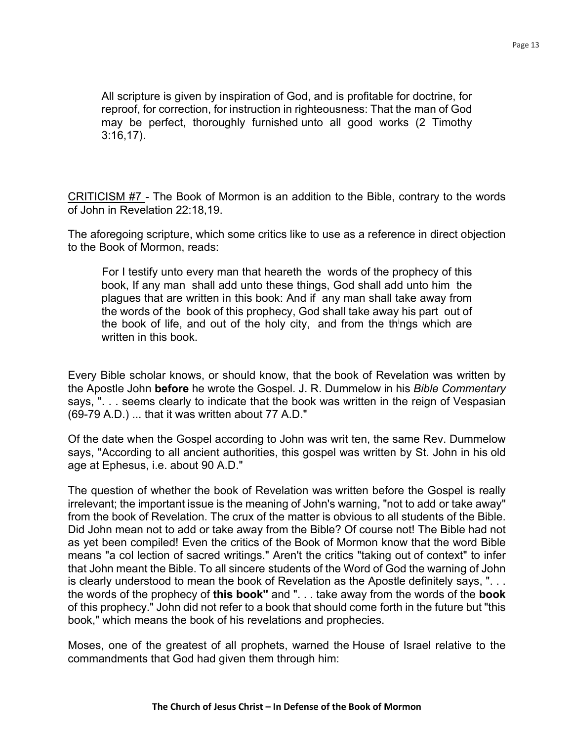> All scripture is given by inspiration of God, and is profitable for doctrine, for reproof, for correction, for instruction in righteousness: That the man of God may be perfect, thoroughly furnished unto all good works (2 Timothy 3:16,17).

<u>CRITICISM #7</u> - The Book of Mormon is an addition to the Bible, contrary to the words of John in Revelation 22:18,19.

The aforegoing scripture, which some critics like to use as a reference in direct objection to the Book of Mormon, reads:

> For I testify unto every man that heareth the words of the prophecy of this book, If any man shall add unto these things, God shall add unto him the plagues that are written in this book: And if any man shall take away from the words of the book of this prophecy, God shall take away his part out of the book of life, and out of the holy city, and from the things which are written in this book.

Every Bible scholar knows, or should know, that the book of Revelation was written by the Apostle John **before** he wrote the Gospel. J. R. Dummelow in his *Bible Commentary* says, ". . . seems clearly to indicate that the book was written in the reign of Vespasian (69-79 A.D.) ... that it was written about 77 A.D."

Of the date when the Gospel according to John was writ ten, the same Rev. Dummelow says, "According to all ancient authorities, this gospel was written by St. John in his old age at Ephesus, i.e. about 90 A.D."

The question of whether the book of Revelation was written before the Gospel is really irrelevant; the important issue is the meaning of John's warning, "not to add or take away" from the book of Revelation. The crux of the matter is obvious to all students of the Bible. Did John mean not to add or take away from the Bible? Of course not! The Bible had not as yet been compiled! Even the critics of the Book of Mormon know that the word Bible means "a col lection of sacred writings." Aren't the critics "taking out of context" to infer that John meant the Bible. To all sincere students of the Word of God the warning of John is clearly understood to mean the book of Revelation as the Apostle definitely says, ". . . the words of the prophecy of **this book"** and ". . . take away from the words of the **book** of this prophecy." John did not refer to a book that should come forth in the future but "this book," which means the book of his revelations and prophecies.

Moses, one of the greatest of all prophets, warned the House of Israel relative to the commandments that God had given them through him: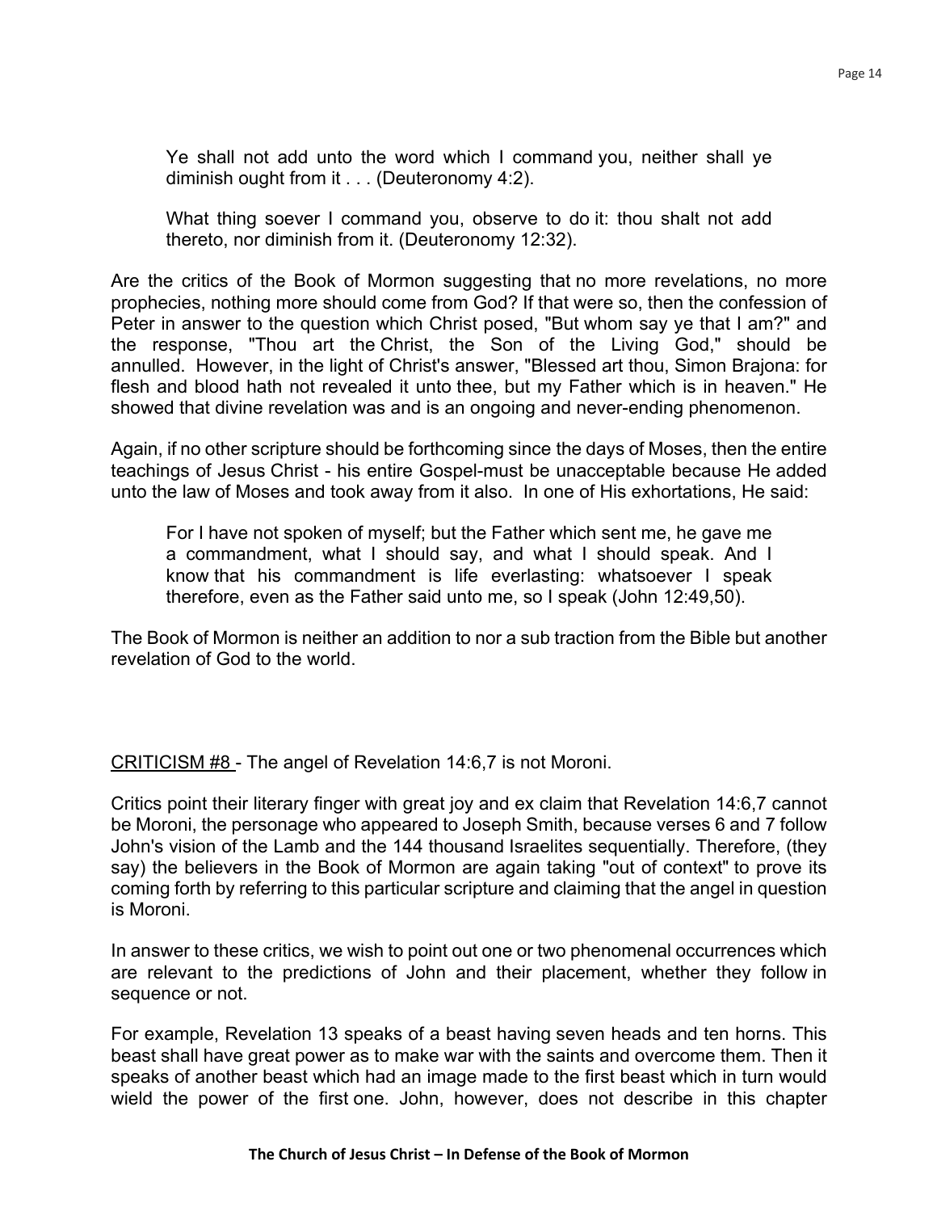> Ye shall not add unto the word which I command you, neither shall ye diminish ought from it . . . (Deuteronomy 4:2).

> What thing soever I command you, observe to do it: thou shalt not add thereto, nor diminish from it. (Deuteronomy 12:32).

Are the critics of the Book of Mormon suggesting that no more revelations, no more prophecies, nothing more should come from God? If that were so, then the confession of Peter in answer to the question which Christ posed, "But whom say ye that I am?" and the response, "Thou art the Christ, the Son of the Living God," should be annulled. However, in the light of Christ's answer, "Blessed art thou, Simon Brajona: for flesh and blood hath not revealed it unto thee, but my Father which is in heaven." He showed that divine revelation was and is an ongoing and never-ending phenomenon.

Again, if no other scripture should be forthcoming since the days of Moses, then the entire teachings of Jesus Christ - his entire Gospel-must be unacceptable because He added unto the law of Moses and took away from it also. In one of His exhortations, He said:

> For I have not spoken of myself; but the Father which sent me, he gave me a commandment, what I should say, and what I should speak. And I know that his commandment is life everlasting: whatsoever I speak therefore, even as the Father said unto me, so I speak (John 12:49,50).

The Book of Mormon is neither an addition to nor a sub traction from the Bible but another revelation of God to the world.

<u>CRITICISM #8</u> - The angel of Revelation 14:6,7 is not Moroni.

Critics point their literary finger with great joy and ex claim that Revelation 14:6,7 cannot be Moroni, the personage who appeared to Joseph Smith, because verses 6 and 7 follow John's vision of the Lamb and the 144 thousand Israelites sequentially. Therefore, (they say) the believers in the Book of Mormon are again taking "out of context" to prove its coming forth by referring to this particular scripture and claiming that the angel in question is Moroni.

In answer to these critics, we wish to point out one or two phenomenal occurrences which are relevant to the predictions of John and their placement, whether they follow in sequence or not.

For example, Revelation 13 speaks of a beast having seven heads and ten horns. This beast shall have great power as to make war with the saints and overcome them. Then it speaks of another beast which had an image made to the first beast which in turn would wield the power of the first one. John, however, does not describe in this chapter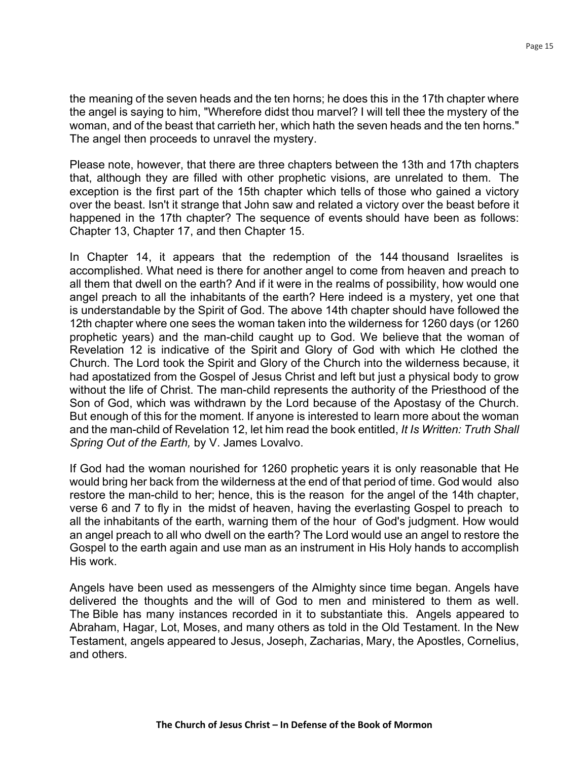the meaning of the seven heads and the ten horns; he does this in the 17th chapter where the angel is saying to him, "Wherefore didst thou marvel? I will tell thee the mystery of the woman, and of the beast that carrieth her, which hath the seven heads and the ten horns." The angel then proceeds to unravel the mystery.

Please note, however, that there are three chapters between the 13th and 17th chapters that, although they are filled with other prophetic visions, are unrelated to them. The exception is the first part of the 15th chapter which tells of those who gained a victory over the beast. Isn't it strange that John saw and related a victory over the beast before it happened in the 17th chapter? The sequence of events should have been as follows: Chapter 13, Chapter 17, and then Chapter 15.

In Chapter 14, it appears that the redemption of the 144 thousand Israelites is accomplished. What need is there for another angel to come from heaven and preach to all them that dwell on the earth? And if it were in the realms of possibility, how would one angel preach to all the inhabitants of the earth? Here indeed is a mystery, yet one that is understandable by the Spirit of God. The above 14th chapter should have followed the 12th chapter where one sees the woman taken into the wilderness for 1260 days (or 1260 prophetic years) and the man-child caught up to God. We believe that the woman of Revelation 12 is indicative of the Spirit and Glory of God with which He clothed the Church. The Lord took the Spirit and Glory of the Church into the wilderness because, it had apostatized from the Gospel of Jesus Christ and left but just a physical body to grow without the life of Christ. The man-child represents the authority of the Priesthood of the Son of God, which was withdrawn by the Lord because of the Apostasy of the Church. But enough of this for the moment. If anyone is interested to learn more about the woman and the man-child of Revelation 12, let him read the book entitled, *It Is Written: Truth Shall Spring Out of the Earth,* by V. James Lovalvo.

If God had the woman nourished for 1260 prophetic years it is only reasonable that He would bring her back from the wilderness at the end of that period of time. God would also restore the man-child to her; hence, this is the reason for the angel of the 14th chapter, verse 6 and 7 to fly in the midst of heaven, having the everlasting Gospel to preach to all the inhabitants of the earth, warning them of the hour of God's judgment. How would an angel preach to all who dwell on the earth? The Lord would use an angel to restore the Gospel to the earth again and use man as an instrument in His Holy hands to accomplish His work.

Angels have been used as messengers of the Almighty since time began. Angels have delivered the thoughts and the will of God to men and ministered to them as well. The Bible has many instances recorded in it to substantiate this. Angels appeared to Abraham, Hagar, Lot, Moses, and many others as told in the Old Testament. In the New Testament, angels appeared to Jesus, Joseph, Zacharias, Mary, the Apostles, Cornelius, and others.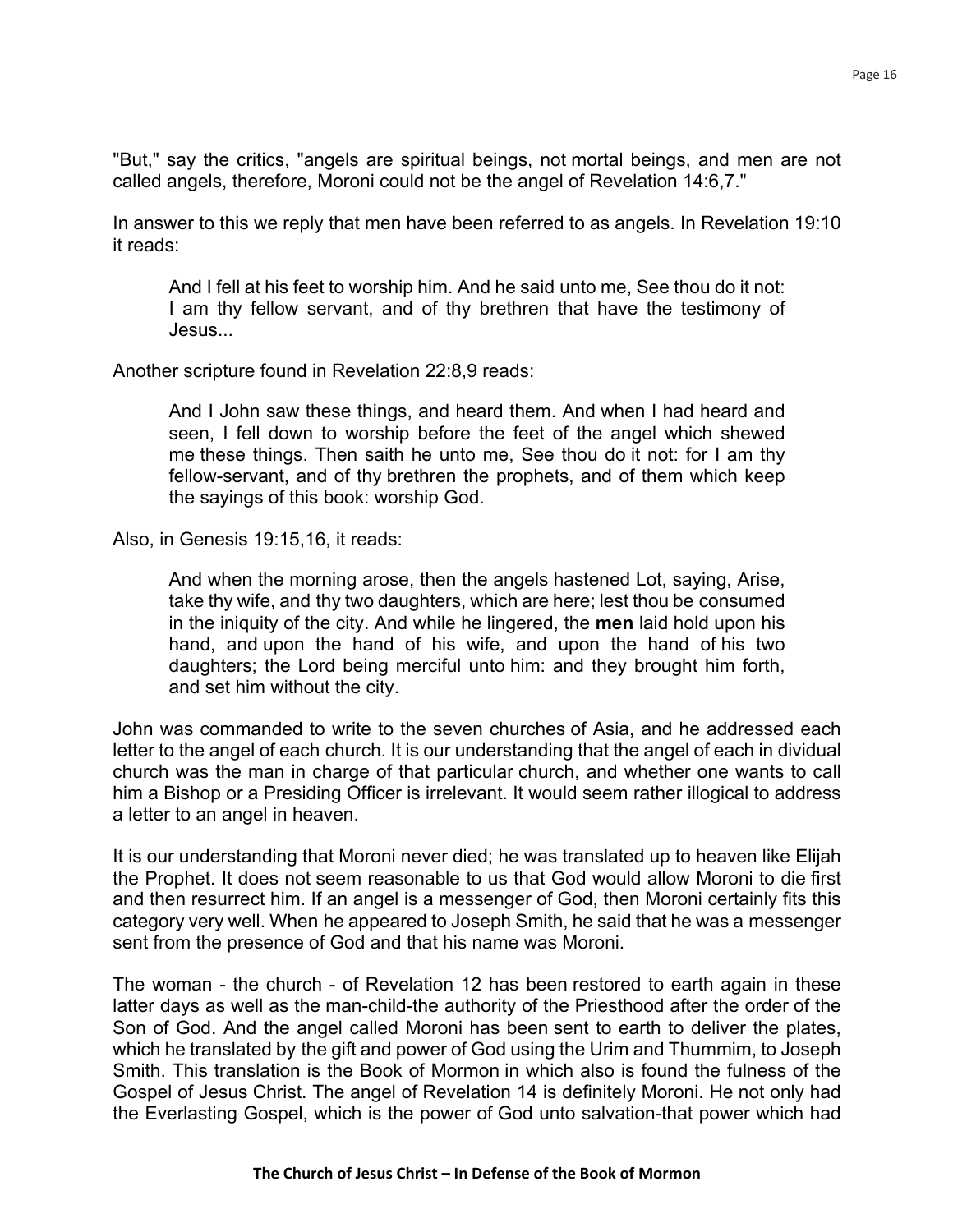"But," say the critics, "angels are spiritual beings, not mortal beings, and men are not called angels, therefore, Moroni could not be the angel of Revelation 14:6,7."

In answer to this we reply that men have been referred to as angels. In Revelation 19:10 it reads:

> And I fell at his feet to worship him. And he said unto me, See thou do it not: I am thy fellow servant, and of thy brethren that have the testimony of Jesus...

Another scripture found in Revelation 22:8,9 reads:

> And I John saw these things, and heard them. And when I had heard and seen, I fell down to worship before the feet of the angel which shewed me these things. Then saith he unto me, See thou do it not: for I am thy fellow-servant, and of thy brethren the prophets, and of them which keep the sayings of this book: worship God.

Also, in Genesis 19:15,16, it reads:

> And when the morning arose, then the angels hastened Lot, saying, Arise, take thy wife, and thy two daughters, which are here; lest thou be consumed in the iniquity of the city. And while he lingered, the **men** laid hold upon his hand, and upon the hand of his wife, and upon the hand of his two daughters; the Lord being merciful unto him: and they brought him forth, and set him without the city.

John was commanded to write to the seven churches of Asia, and he addressed each letter to the angel of each church. It is our understanding that the angel of each in dividual church was the man in charge of that particular church, and whether one wants to call him a Bishop or a Presiding Officer is irrelevant. It would seem rather illogical to address a letter to an angel in heaven.

It is our understanding that Moroni never died; he was translated up to heaven like Elijah the Prophet. It does not seem reasonable to us that God would allow Moroni to die first and then resurrect him. If an angel is a messenger of God, then Moroni certainly fits this category very well. When he appeared to Joseph Smith, he said that he was a messenger sent from the presence of God and that his name was Moroni.

The woman - the church - of Revelation 12 has been restored to earth again in these latter days as well as the man-child-the authority of the Priesthood after the order of the Son of God. And the angel called Moroni has been sent to earth to deliver the plates, which he translated by the gift and power of God using the Urim and Thummim, to Joseph Smith. This translation is the Book of Mormon in which also is found the fulness of the Gospel of Jesus Christ. The angel of Revelation 14 is definitely Moroni. He not only had the Everlasting Gospel, which is the power of God unto salvation-that power which had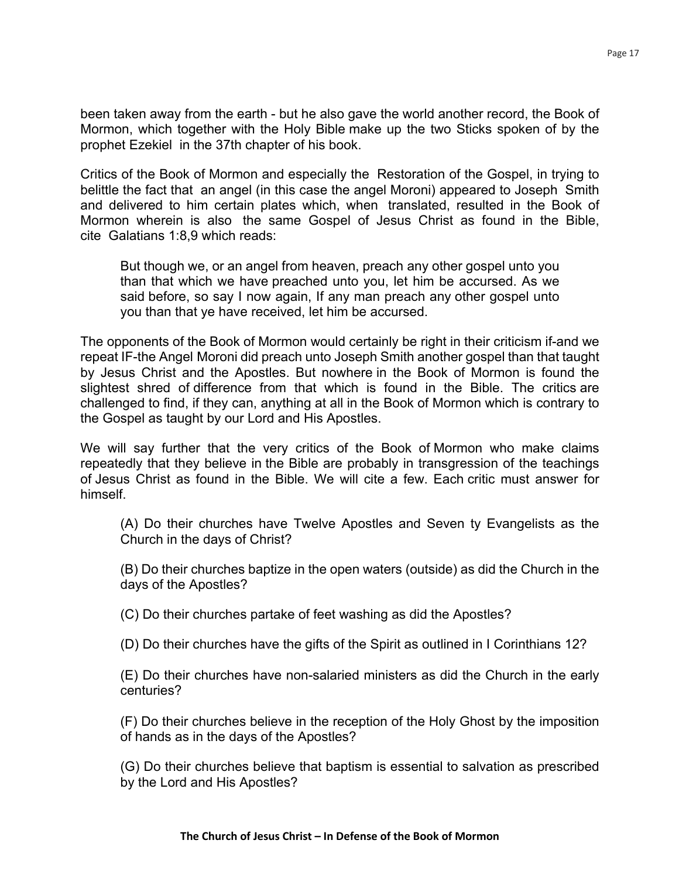been taken away from the earth - but he also gave the world another record, the Book of Mormon, which together with the Holy Bible make up the two Sticks spoken of by the prophet Ezekiel in the 37th chapter of his book.

Critics of the Book of Mormon and especially the Restoration of the Gospel, in trying to belittle the fact that an angel (in this case the angel Moroni) appeared to Joseph Smith and delivered to him certain plates which, when translated, resulted in the Book of Mormon wherein is also the same Gospel of Jesus Christ as found in the Bible, cite Galatians 1:8,9 which reads:

> But though we, or an angel from heaven, preach any other gospel unto you than that which we have preached unto you, let him be accursed. As we said before, so say I now again, If any man preach any other gospel unto you than that ye have received, let him be accursed.

The opponents of the Book of Mormon would certainly be right in their criticism if-and we repeat IF-the Angel Moroni did preach unto Joseph Smith another gospel than that taught by Jesus Christ and the Apostles. But nowhere in the Book of Mormon is found the slightest shred of difference from that which is found in the Bible. The critics are challenged to find, if they can, anything at all in the Book of Mormon which is contrary to the Gospel as taught by our Lord and His Apostles.

We will say further that the very critics of the Book of Mormon who make claims repeatedly that they believe in the Bible are probably in transgression of the teachings of Jesus Christ as found in the Bible. We will cite a few. Each critic must answer for himself.

> (A) Do their churches have Twelve Apostles and Seven ty Evangelists as the Church in the days of Christ?
>
> (B) Do their churches baptize in the open waters (outside) as did the Church in the days of the Apostles?
>
> (C) Do their churches partake of feet washing as did the Apostles?
>
> (D) Do their churches have the gifts of the Spirit as outlined in I Corinthians 12?
>
> (E) Do their churches have non-salaried ministers as did the Church in the early centuries?
>
> (F) Do their churches believe in the reception of the Holy Ghost by the imposition of hands as in the days of the Apostles?
>
> (G) Do their churches believe that baptism is essential to salvation as prescribed by the Lord and His Apostles?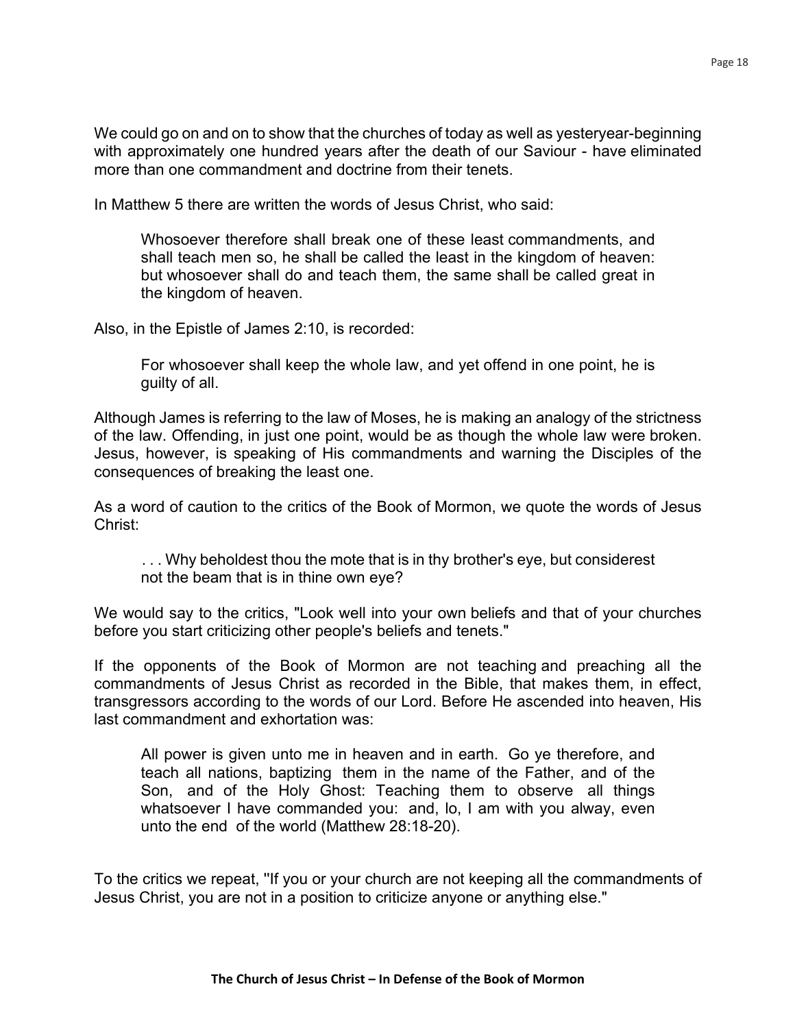We could go on and on to show that the churches of today as well as yesteryear-beginning with approximately one hundred years after the death of our Saviour - have eliminated more than one commandment and doctrine from their tenets.

In Matthew 5 there are written the words of Jesus Christ, who said:

> Whosoever therefore shall break one of these least commandments, and shall teach men so, he shall be called the least in the kingdom of heaven: but whosoever shall do and teach them, the same shall be called great in the kingdom of heaven.

Also, in the Epistle of James 2:10, is recorded:

> For whosoever shall keep the whole law, and yet offend in one point, he is guilty of all.

Although James is referring to the law of Moses, he is making an analogy of the strictness of the law. Offending, in just one point, would be as though the whole law were broken. Jesus, however, is speaking of His commandments and warning the Disciples of the consequences of breaking the least one.

As a word of caution to the critics of the Book of Mormon, we quote the words of Jesus Christ:

> . . . Why beholdest thou the mote that is in thy brother's eye, but considerest not the beam that is in thine own eye?

We would say to the critics, "Look well into your own beliefs and that of your churches before you start criticizing other people's beliefs and tenets."

If the opponents of the Book of Mormon are not teaching and preaching all the commandments of Jesus Christ as recorded in the Bible, that makes them, in effect, transgressors according to the words of our Lord. Before He ascended into heaven, His last commandment and exhortation was:

> All power is given unto me in heaven and in earth. Go ye therefore, and teach all nations, baptizing them in the name of the Father, and of the Son, and of the Holy Ghost: Teaching them to observe all things whatsoever I have commanded you: and, lo, I am with you alway, even unto the end of the world (Matthew 28:18-20).

To the critics we repeat, "If you or your church are not keeping all the commandments of Jesus Christ, you are not in a position to criticize anyone or anything else."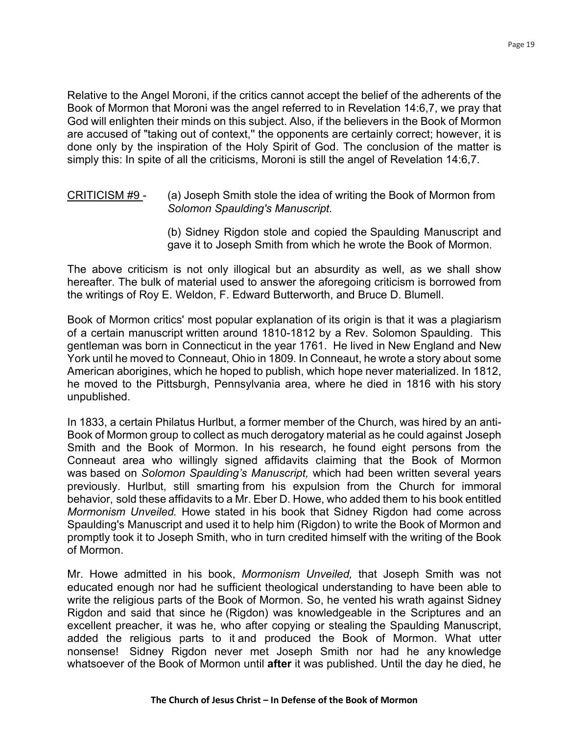Relative to the Angel Moroni, if the critics cannot accept the belief of the adherents of the Book of Mormon that Moroni was the angel referred to in Revelation 14:6,7, we pray that God will enlighten their minds on this subject. Also, if the believers in the Book of Mormon are accused of "taking out of context," the opponents are certainly correct; however, it is done only by the inspiration of the Holy Spirit of God. The conclusion of the matter is simply this: In spite of all the criticisms, Moroni is still the angel of Revelation 14:6,7.

<u>CRITICISM #9</u> - (a) Joseph Smith stole the idea of writing the Book of Mormon from *Solomon Spaulding's Manuscript.*

(b) Sidney Rigdon stole and copied the Spaulding Manuscript and gave it to Joseph Smith from which he wrote the Book of Mormon.

The above criticism is not only illogical but an absurdity as well, as we shall show hereafter. The bulk of material used to answer the aforegoing criticism is borrowed from the writings of Roy E. Weldon, F. Edward Butterworth, and Bruce D. Blumell.

Book of Mormon critics' most popular explanation of its origin is that it was a plagiarism of a certain manuscript written around 1810-1812 by a Rev. Solomon Spaulding. This gentleman was born in Connecticut in the year 1761. He lived in New England and New York until he moved to Conneaut, Ohio in 1809. In Conneaut, he wrote a story about some American aborigines, which he hoped to publish, which hope never materialized. In 1812, he moved to the Pittsburgh, Pennsylvania area, where he died in 1816 with his story unpublished.

In 1833, a certain Philatus Hurlbut, a former member of the Church, was hired by an anti-Book of Mormon group to collect as much derogatory material as he could against Joseph Smith and the Book of Mormon. In his research, he found eight persons from the Conneaut area who willingly signed affidavits claiming that the Book of Mormon was based on *Solomon Spaulding's Manuscript,* which had been written several years previously. Hurlbut, still smarting from his expulsion from the Church for immoral behavior, sold these affidavits to a Mr. Eber D. Howe, who added them to his book entitled *Mormonism Unveiled.* Howe stated in his book that Sidney Rigdon had come across Spaulding's Manuscript and used it to help him (Rigdon) to write the Book of Mormon and promptly took it to Joseph Smith, who in turn credited himself with the writing of the Book of Mormon.

Mr. Howe admitted in his book, *Mormonism Unveiled,* that Joseph Smith was not educated enough nor had he sufficient theological understanding to have been able to write the religious parts of the Book of Mormon. So, he vented his wrath against Sidney Rigdon and said that since he (Rigdon) was knowledgeable in the Scriptures and an excellent preacher, it was he, who after copying or stealing the Spaulding Manuscript, added the religious parts to it and produced the Book of Mormon. What utter nonsense! Sidney Rigdon never met Joseph Smith nor had he any knowledge whatsoever of the Book of Mormon until **after** it was published. Until the day he died, he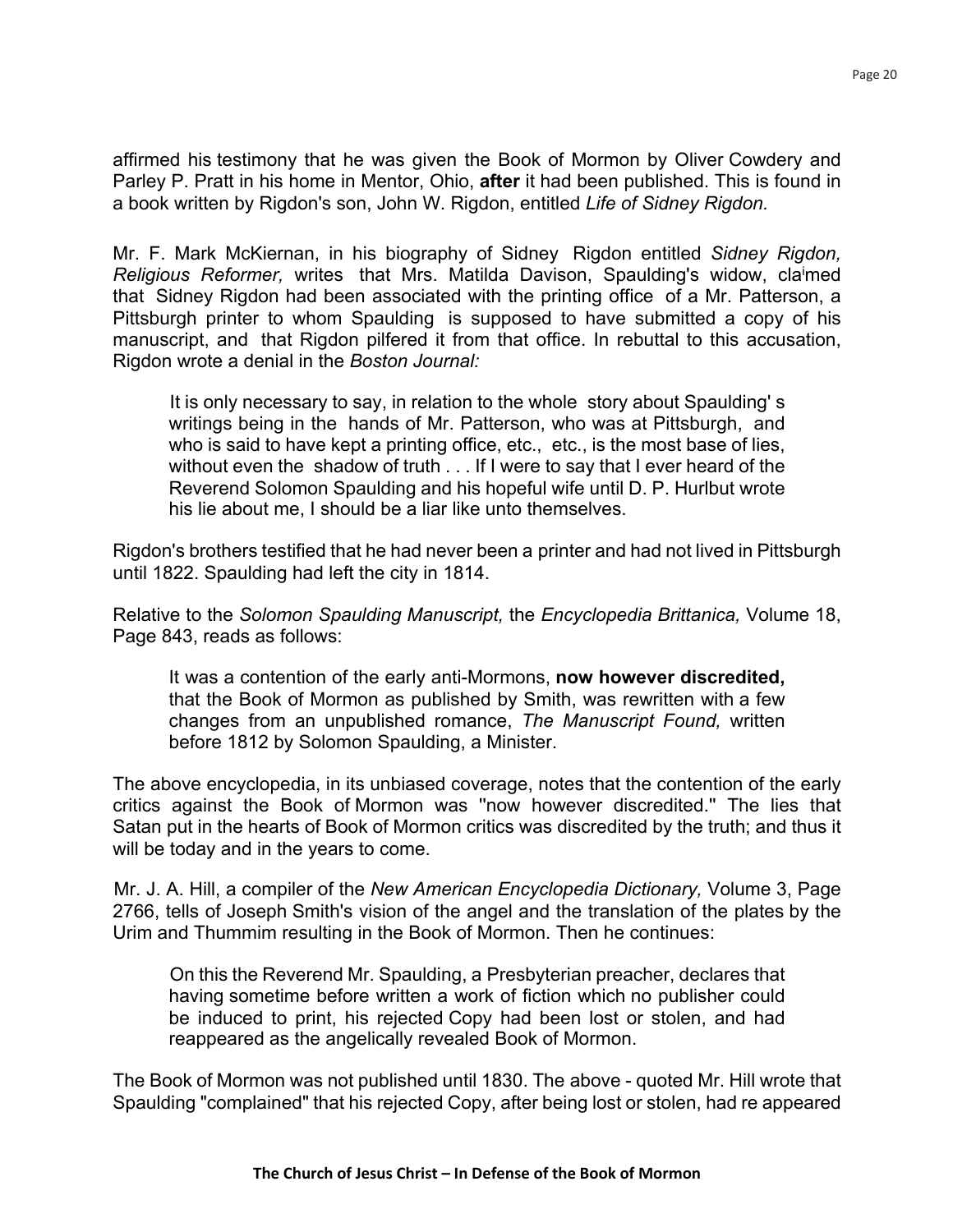affirmed his testimony that he was given the Book of Mormon by Oliver Cowdery and Parley P. Pratt in his home in Mentor, Ohio, **after** it had been published. This is found in a book written by Rigdon's son, John W. Rigdon, entitled *Life of Sidney Rigdon.*

Mr. F. Mark McKiernan, in his biography of Sidney Rigdon entitled *Sidney Rigdon, Religious Reformer,* writes that Mrs. Matilda Davison, Spaulding's widow, claimed that Sidney Rigdon had been associated with the printing office of a Mr. Patterson, a Pittsburgh printer to whom Spaulding is supposed to have submitted a copy of his manuscript, and that Rigdon pilfered it from that office. In rebuttal to this accusation, Rigdon wrote a denial in the *Boston Journal:*

> It is only necessary to say, in relation to the whole story about Spaulding' s writings being in the hands of Mr. Patterson, who was at Pittsburgh, and who is said to have kept a printing office, etc., etc., is the most base of lies, without even the shadow of truth . . . If I were to say that I ever heard of the Reverend Solomon Spaulding and his hopeful wife until D. P. Hurlbut wrote his lie about me, I should be a liar like unto themselves.

Rigdon's brothers testified that he had never been a printer and had not lived in Pittsburgh until 1822. Spaulding had left the city in 1814.

Relative to the *Solomon Spaulding Manuscript,* the *Encyclopedia Brittanica,* Volume 18, Page 843, reads as follows:

> It was a contention of the early anti-Mormons, **now however discredited,** that the Book of Mormon as published by Smith, was rewritten with a few changes from an unpublished romance, *The Manuscript Found,* written before 1812 by Solomon Spaulding, a Minister.

The above encyclopedia, in its unbiased coverage, notes that the contention of the early critics against the Book of Mormon was "now however discredited." The lies that Satan put in the hearts of Book of Mormon critics was discredited by the truth; and thus it will be today and in the years to come.

Mr. J. A. Hill, a compiler of the *New American Encyclopedia Dictionary,* Volume 3, Page 2766, tells of Joseph Smith's vision of the angel and the translation of the plates by the Urim and Thummim resulting in the Book of Mormon. Then he continues:

> On this the Reverend Mr. Spaulding, a Presbyterian preacher, declares that having sometime before written a work of fiction which no publisher could be induced to print, his rejected Copy had been lost or stolen, and had reappeared as the angelically revealed Book of Mormon.

The Book of Mormon was not published until 1830. The above - quoted Mr. Hill wrote that Spaulding "complained" that his rejected Copy, after being lost or stolen, had re appeared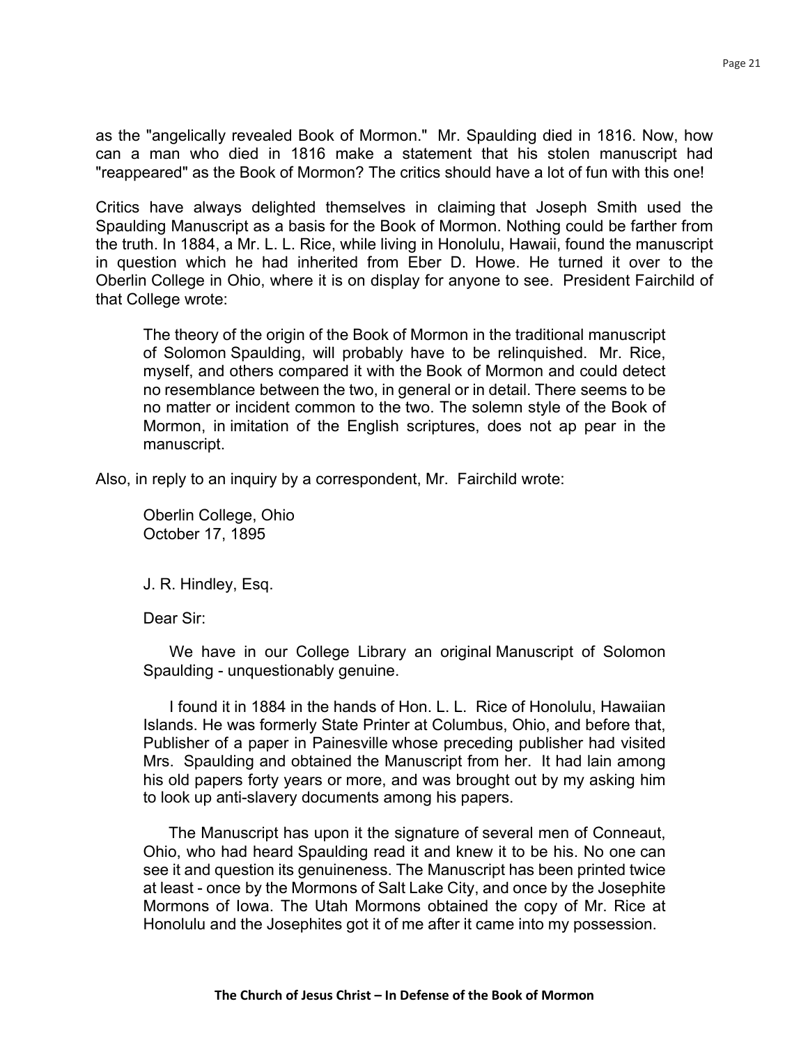as the "angelically revealed Book of Mormon." Mr. Spaulding died in 1816. Now, how can a man who died in 1816 make a statement that his stolen manuscript had "reappeared" as the Book of Mormon? The critics should have a lot of fun with this one!

Critics have always delighted themselves in claiming that Joseph Smith used the Spaulding Manuscript as a basis for the Book of Mormon. Nothing could be farther from the truth. In 1884, a Mr. L. L. Rice, while living in Honolulu, Hawaii, found the manuscript in question which he had inherited from Eber D. Howe. He turned it over to the Oberlin College in Ohio, where it is on display for anyone to see. President Fairchild of that College wrote:

> The theory of the origin of the Book of Mormon in the traditional manuscript of Solomon Spaulding, will probably have to be relinquished. Mr. Rice, myself, and others compared it with the Book of Mormon and could detect no resemblance between the two, in general or in detail. There seems to be no matter or incident common to the two. The solemn style of the Book of Mormon, in imitation of the English scriptures, does not ap pear in the manuscript.

Also, in reply to an inquiry by a correspondent, Mr. Fairchild wrote:

> Oberlin College, Ohio
> October 17, 1895
>
> J. R. Hindley, Esq.
>
> Dear Sir:
>
> We have in our College Library an original Manuscript of Solomon Spaulding - unquestionably genuine.
>
> I found it in 1884 in the hands of Hon. L. L. Rice of Honolulu, Hawaiian Islands. He was formerly State Printer at Columbus, Ohio, and before that, Publisher of a paper in Painesville whose preceding publisher had visited Mrs. Spaulding and obtained the Manuscript from her. It had lain among his old papers forty years or more, and was brought out by my asking him to look up anti-slavery documents among his papers.
>
> The Manuscript has upon it the signature of several men of Conneaut, Ohio, who had heard Spaulding read it and knew it to be his. No one can see it and question its genuineness. The Manuscript has been printed twice at least - once by the Mormons of Salt Lake City, and once by the Josephite Mormons of Iowa. The Utah Mormons obtained the copy of Mr. Rice at Honolulu and the Josephites got it of me after it came into my possession.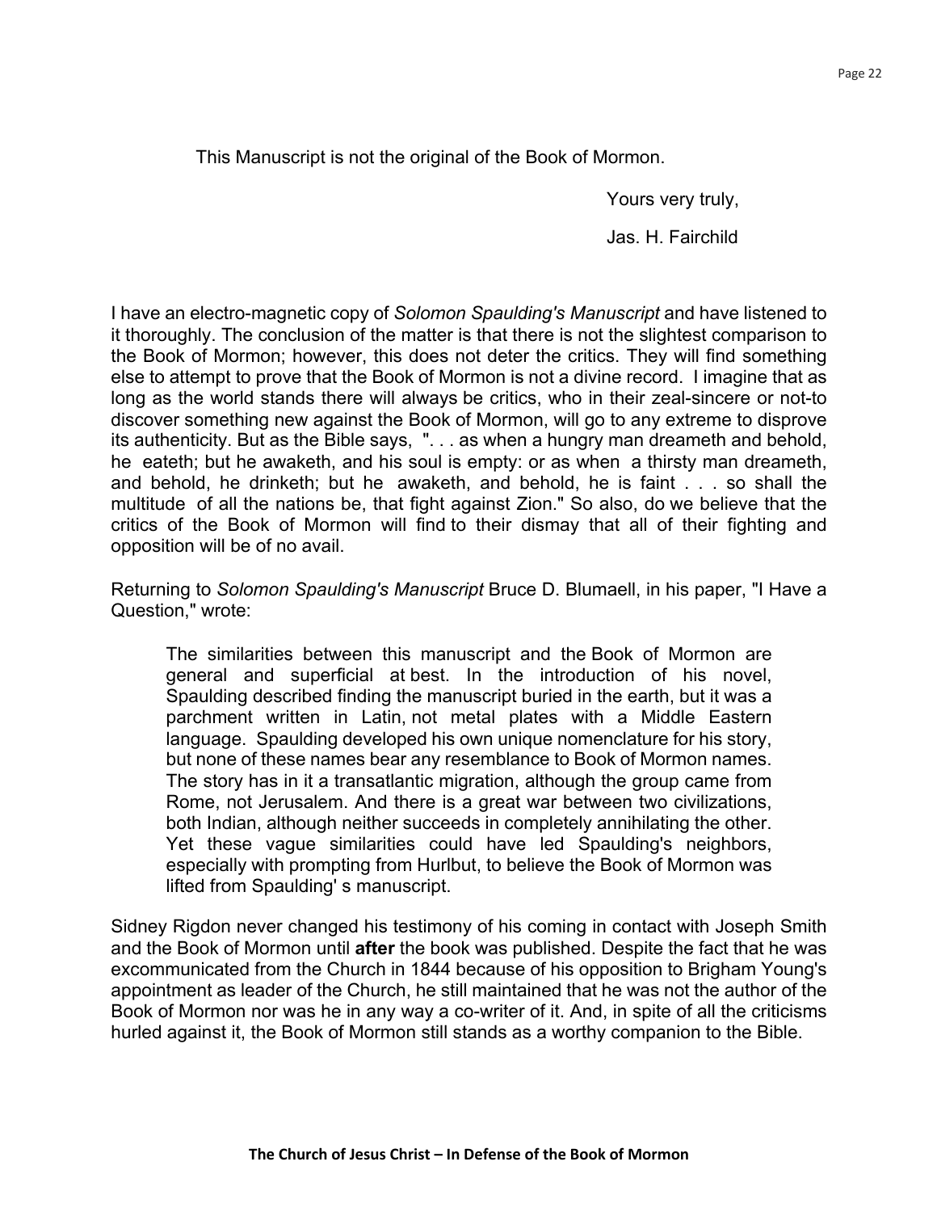This Manuscript is not the original of the Book of Mormon.

Yours very truly,

Jas. H. Fairchild

I have an electro-magnetic copy of *Solomon Spaulding's Manuscript* and have listened to it thoroughly. The conclusion of the matter is that there is not the slightest comparison to the Book of Mormon; however, this does not deter the critics. They will find something else to attempt to prove that the Book of Mormon is not a divine record. I imagine that as long as the world stands there will always be critics, who in their zeal-sincere or not-to discover something new against the Book of Mormon, will go to any extreme to disprove its authenticity. But as the Bible says, ". . . as when a hungry man dreameth and behold, he eateth; but he awaketh, and his soul is empty: or as when a thirsty man dreameth, and behold, he drinketh; but he awaketh, and behold, he is faint . . . so shall the multitude of all the nations be, that fight against Zion." So also, do we believe that the critics of the Book of Mormon will find to their dismay that all of their fighting and opposition will be of no avail.

Returning to *Solomon Spaulding's Manuscript* Bruce D. Blumaell, in his paper, "I Have a Question," wrote:

> The similarities between this manuscript and the Book of Mormon are general and superficial at best. In the introduction of his novel, Spaulding described finding the manuscript buried in the earth, but it was a parchment written in Latin, not metal plates with a Middle Eastern language. Spaulding developed his own unique nomenclature for his story, but none of these names bear any resemblance to Book of Mormon names. The story has in it a transatlantic migration, although the group came from Rome, not Jerusalem. And there is a great war between two civilizations, both Indian, although neither succeeds in completely annihilating the other. Yet these vague similarities could have led Spaulding's neighbors, especially with prompting from Hurlbut, to believe the Book of Mormon was lifted from Spaulding' s manuscript.

Sidney Rigdon never changed his testimony of his coming in contact with Joseph Smith and the Book of Mormon until **after** the book was published. Despite the fact that he was excommunicated from the Church in 1844 because of his opposition to Brigham Young's appointment as leader of the Church, he still maintained that he was not the author of the Book of Mormon nor was he in any way a co-writer of it. And, in spite of all the criticisms hurled against it, the Book of Mormon still stands as a worthy companion to the Bible.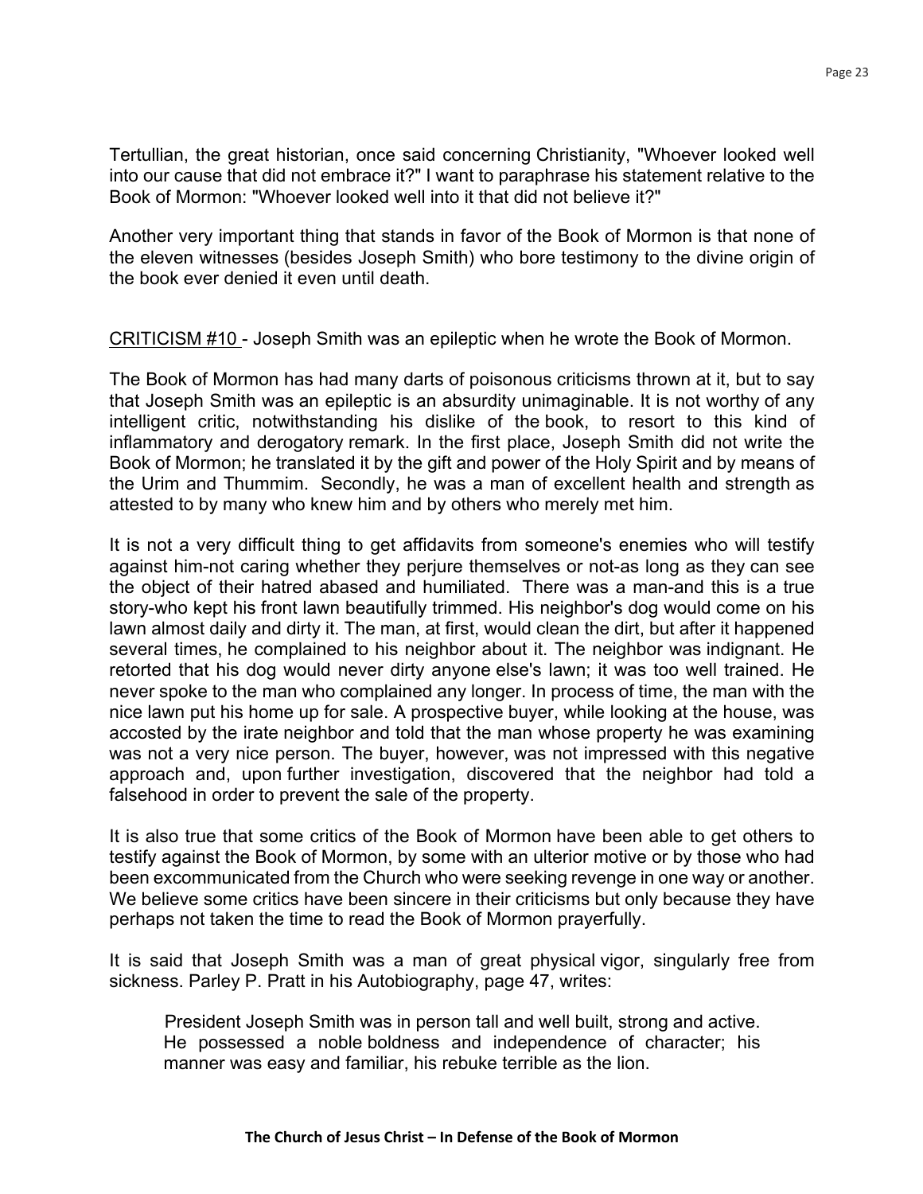Tertullian, the great historian, once said concerning Christianity, "Whoever looked well into our cause that did not embrace it?" I want to paraphrase his statement relative to the Book of Mormon: "Whoever looked well into it that did not believe it?"

Another very important thing that stands in favor of the Book of Mormon is that none of the eleven witnesses (besides Joseph Smith) who bore testimony to the divine origin of the book ever denied it even until death.

<u>CRITICISM #10</u> - Joseph Smith was an epileptic when he wrote the Book of Mormon.

The Book of Mormon has had many darts of poisonous criticisms thrown at it, but to say that Joseph Smith was an epileptic is an absurdity unimaginable. It is not worthy of any intelligent critic, notwithstanding his dislike of the book, to resort to this kind of inflammatory and derogatory remark. In the first place, Joseph Smith did not write the Book of Mormon; he translated it by the gift and power of the Holy Spirit and by means of the Urim and Thummim. Secondly, he was a man of excellent health and strength as attested to by many who knew him and by others who merely met him.

It is not a very difficult thing to get affidavits from someone's enemies who will testify against him-not caring whether they perjure themselves or not-as long as they can see the object of their hatred abased and humiliated. There was a man-and this is a true story-who kept his front lawn beautifully trimmed. His neighbor's dog would come on his lawn almost daily and dirty it. The man, at first, would clean the dirt, but after it happened several times, he complained to his neighbor about it. The neighbor was indignant. He retorted that his dog would never dirty anyone else's lawn; it was too well trained. He never spoke to the man who complained any longer. In process of time, the man with the nice lawn put his home up for sale. A prospective buyer, while looking at the house, was accosted by the irate neighbor and told that the man whose property he was examining was not a very nice person. The buyer, however, was not impressed with this negative approach and, upon further investigation, discovered that the neighbor had told a falsehood in order to prevent the sale of the property.

It is also true that some critics of the Book of Mormon have been able to get others to testify against the Book of Mormon, by some with an ulterior motive or by those who had been excommunicated from the Church who were seeking revenge in one way or another. We believe some critics have been sincere in their criticisms but only because they have perhaps not taken the time to read the Book of Mormon prayerfully.

It is said that Joseph Smith was a man of great physical vigor, singularly free from sickness. Parley P. Pratt in his Autobiography, page 47, writes:

> President Joseph Smith was in person tall and well built, strong and active. He possessed a noble boldness and independence of character; his manner was easy and familiar, his rebuke terrible as the lion.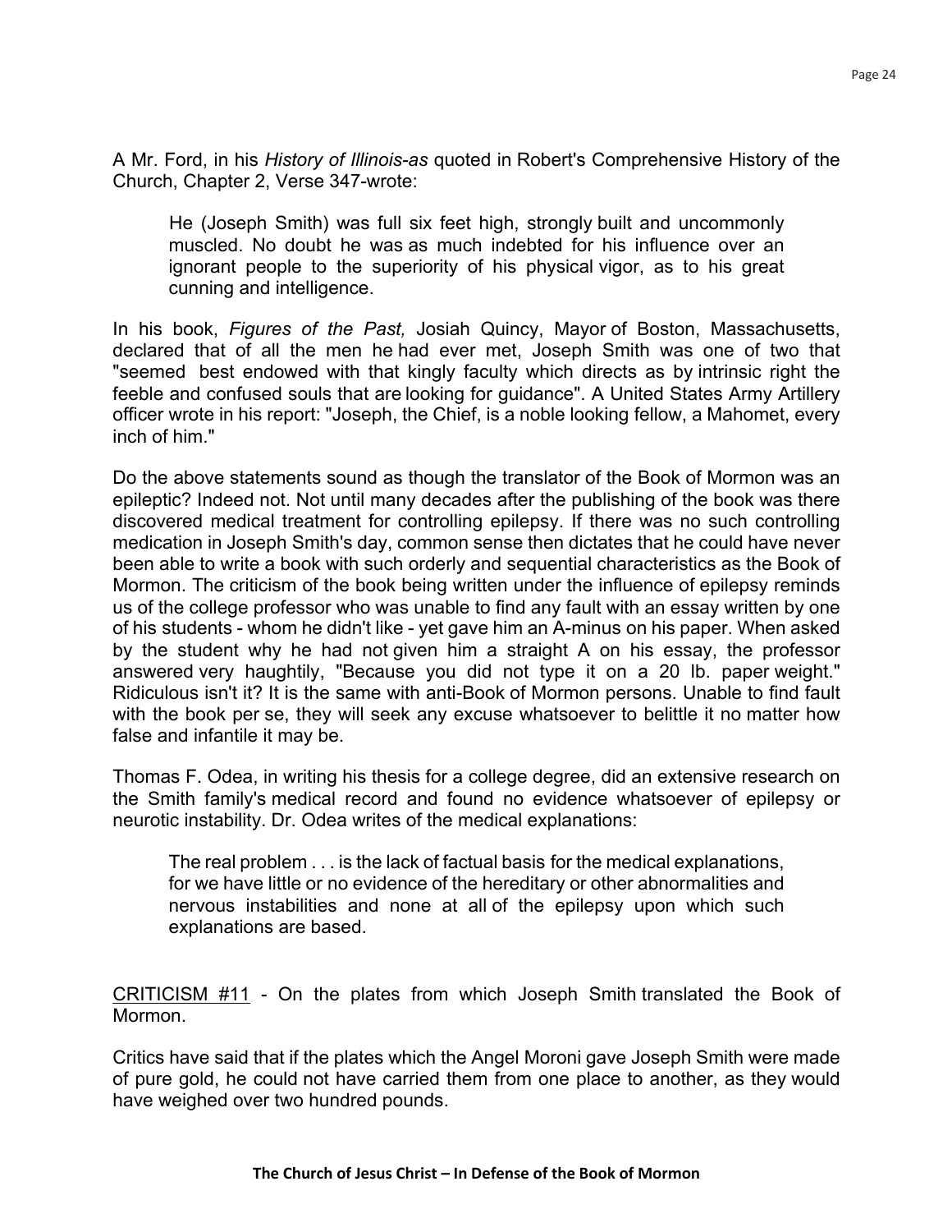A Mr. Ford, in his *History of Illinois-as* quoted in Robert's Comprehensive History of the Church, Chapter 2, Verse 347-wrote:

> He (Joseph Smith) was full six feet high, strongly built and uncommonly muscled. No doubt he was as much indebted for his influence over an ignorant people to the superiority of his physical vigor, as to his great cunning and intelligence.

In his book, *Figures of the Past,* Josiah Quincy, Mayor of Boston, Massachusetts, declared that of all the men he had ever met, Joseph Smith was one of two that "seemed best endowed with that kingly faculty which directs as by intrinsic right the feeble and confused souls that are looking for guidance". A United States Army Artillery officer wrote in his report: "Joseph, the Chief, is a noble looking fellow, a Mahomet, every inch of him."

Do the above statements sound as though the translator of the Book of Mormon was an epileptic? Indeed not. Not until many decades after the publishing of the book was there discovered medical treatment for controlling epilepsy. If there was no such controlling medication in Joseph Smith's day, common sense then dictates that he could have never been able to write a book with such orderly and sequential characteristics as the Book of Mormon. The criticism of the book being written under the influence of epilepsy reminds us of the college professor who was unable to find any fault with an essay written by one of his students - whom he didn't like - yet gave him an A-minus on his paper. When asked by the student why he had not given him a straight A on his essay, the professor answered very haughtily, "Because you did not type it on a 20 lb. paper weight." Ridiculous isn't it? It is the same with anti-Book of Mormon persons. Unable to find fault with the book per se, they will seek any excuse whatsoever to belittle it no matter how false and infantile it may be.

Thomas F. Odea, in writing his thesis for a college degree, did an extensive research on the Smith family's medical record and found no evidence whatsoever of epilepsy or neurotic instability. Dr. Odea writes of the medical explanations:

> The real problem . . . is the lack of factual basis for the medical explanations, for we have little or no evidence of the hereditary or other abnormalities and nervous instabilities and none at all of the epilepsy upon which such explanations are based.

<u>CRITICISM #11</u> - On the plates from which Joseph Smith translated the Book of Mormon.

Critics have said that if the plates which the Angel Moroni gave Joseph Smith were made of pure gold, he could not have carried them from one place to another, as they would have weighed over two hundred pounds.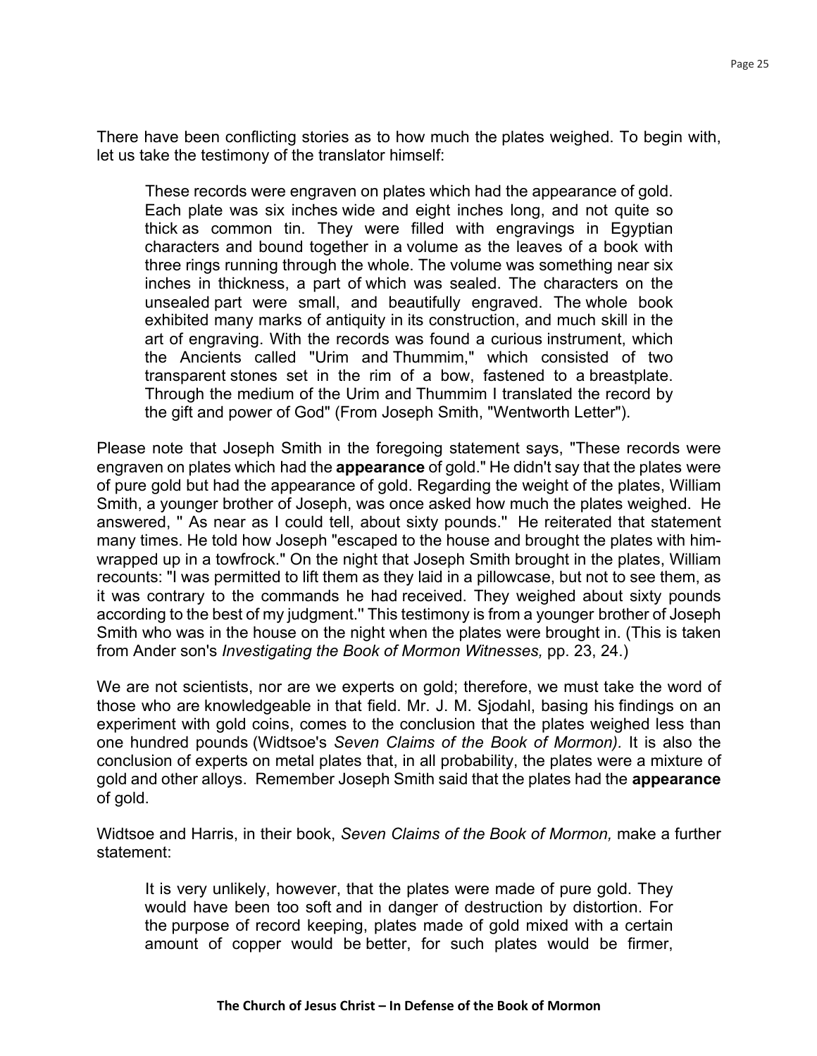There have been conflicting stories as to how much the plates weighed. To begin with, let us take the testimony of the translator himself:

> These records were engraven on plates which had the appearance of gold. Each plate was six inches wide and eight inches long, and not quite so thick as common tin. They were filled with engravings in Egyptian characters and bound together in a volume as the leaves of a book with three rings running through the whole. The volume was something near six inches in thickness, a part of which was sealed. The characters on the unsealed part were small, and beautifully engraved. The whole book exhibited many marks of antiquity in its construction, and much skill in the art of engraving. With the records was found a curious instrument, which the Ancients called "Urim and Thummim," which consisted of two transparent stones set in the rim of a bow, fastened to a breastplate. Through the medium of the Urim and Thummim I translated the record by the gift and power of God" (From Joseph Smith, "Wentworth Letter").

Please note that Joseph Smith in the foregoing statement says, "These records were engraven on plates which had the **appearance** of gold." He didn't say that the plates were of pure gold but had the appearance of gold. Regarding the weight of the plates, William Smith, a younger brother of Joseph, was once asked how much the plates weighed. He answered, " As near as I could tell, about sixty pounds." He reiterated that statement many times. He told how Joseph "escaped to the house and brought the plates with him-wrapped up in a towfrock." On the night that Joseph Smith brought in the plates, William recounts: "I was permitted to lift them as they laid in a pillowcase, but not to see them, as it was contrary to the commands he had received. They weighed about sixty pounds according to the best of my judgment." This testimony is from a younger brother of Joseph Smith who was in the house on the night when the plates were brought in. (This is taken from Ander son's *Investigating the Book of Mormon Witnesses,* pp. 23, 24.)

We are not scientists, nor are we experts on gold; therefore, we must take the word of those who are knowledgeable in that field. Mr. J. M. Sjodahl, basing his findings on an experiment with gold coins, comes to the conclusion that the plates weighed less than one hundred pounds (Widtsoe's *Seven Claims of the Book of Mormon).* It is also the conclusion of experts on metal plates that, in all probability, the plates were a mixture of gold and other alloys. Remember Joseph Smith said that the plates had the **appearance** of gold.

Widtsoe and Harris, in their book, *Seven Claims of the Book of Mormon,* make a further statement:

> It is very unlikely, however, that the plates were made of pure gold. They would have been too soft and in danger of destruction by distortion. For the purpose of record keeping, plates made of gold mixed with a certain amount of copper would be better, for such plates would be firmer,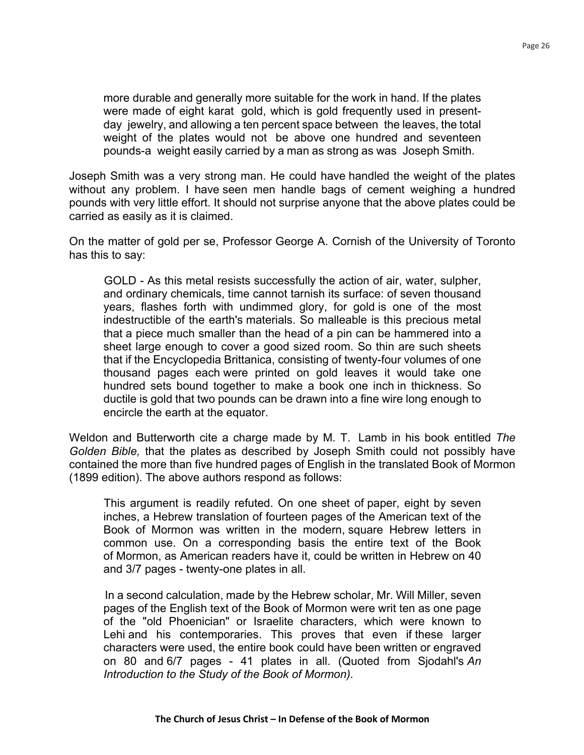> more durable and generally more suitable for the work in hand. If the plates were made of eight karat gold, which is gold frequently used in present-day jewelry, and allowing a ten percent space between the leaves, the total weight of the plates would not be above one hundred and seventeen pounds-a weight easily carried by a man as strong as was Joseph Smith.

Joseph Smith was a very strong man. He could have handled the weight of the plates without any problem. I have seen men handle bags of cement weighing a hundred pounds with very little effort. It should not surprise anyone that the above plates could be carried as easily as it is claimed.

On the matter of gold per se, Professor George A. Cornish of the University of Toronto has this to say:

> GOLD - As this metal resists successfully the action of air, water, sulpher, and ordinary chemicals, time cannot tarnish its surface: of seven thousand years, flashes forth with undimmed glory, for gold is one of the most indestructible of the earth's materials. So malleable is this precious metal that a piece much smaller than the head of a pin can be hammered into a sheet large enough to cover a good sized room. So thin are such sheets that if the Encyclopedia Brittanica, consisting of twenty-four volumes of one thousand pages each were printed on gold leaves it would take one hundred sets bound together to make a book one inch in thickness. So ductile is gold that two pounds can be drawn into a fine wire long enough to encircle the earth at the equator.

Weldon and Butterworth cite a charge made by M. T. Lamb in his book entitled *The Golden Bible,* that the plates as described by Joseph Smith could not possibly have contained the more than five hundred pages of English in the translated Book of Mormon (1899 edition). The above authors respond as follows:

> This argument is readily refuted. On one sheet of paper, eight by seven inches, a Hebrew translation of fourteen pages of the American text of the Book of Mormon was written in the modern, square Hebrew letters in common use. On a corresponding basis the entire text of the Book of Mormon, as American readers have it, could be written in Hebrew on 40 and 3/7 pages - twenty-one plates in all.
>
> In a second calculation, made by the Hebrew scholar, Mr. Will Miller, seven pages of the English text of the Book of Mormon were writ ten as one page of the "old Phoenician" or Israelite characters, which were known to Lehi and his contemporaries. This proves that even if these larger characters were used, the entire book could have been written or engraved on 80 and 6/7 pages - 41 plates in all. (Quoted from Sjodahl's *An Introduction to the Study of the Book of Mormon).*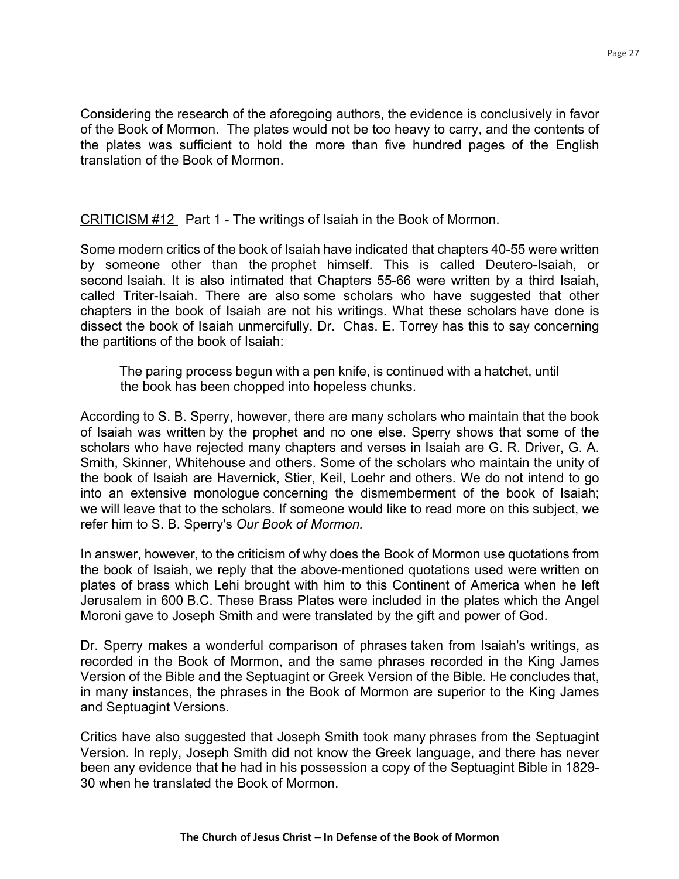Considering the research of the aforegoing authors, the evidence is conclusively in favor of the Book of Mormon. The plates would not be too heavy to carry, and the contents of the plates was sufficient to hold the more than five hundred pages of the English translation of the Book of Mormon.

CRITICISM #12 Part 1 - The writings of Isaiah in the Book of Mormon.

Some modern critics of the book of Isaiah have indicated that chapters 40-55 were written by someone other than the prophet himself. This is called Deutero-Isaiah, or second Isaiah. It is also intimated that Chapters 55-66 were written by a third Isaiah, called Triter-Isaiah. There are also some scholars who have suggested that other chapters in the book of Isaiah are not his writings. What these scholars have done is dissect the book of Isaiah unmercifully. Dr. Chas. E. Torrey has this to say concerning the partitions of the book of Isaiah:

> The paring process begun with a pen knife, is continued with a hatchet, until the book has been chopped into hopeless chunks.

According to S. B. Sperry, however, there are many scholars who maintain that the book of Isaiah was written by the prophet and no one else. Sperry shows that some of the scholars who have rejected many chapters and verses in Isaiah are G. R. Driver, G. A. Smith, Skinner, Whitehouse and others. Some of the scholars who maintain the unity of the book of Isaiah are Havernick, Stier, Keil, Loehr and others. We do not intend to go into an extensive monologue concerning the dismemberment of the book of Isaiah; we will leave that to the scholars. If someone would like to read more on this subject, we refer him to S. B. Sperry's *Our Book of Mormon.*

In answer, however, to the criticism of why does the Book of Mormon use quotations from the book of Isaiah, we reply that the above-mentioned quotations used were written on plates of brass which Lehi brought with him to this Continent of America when he left Jerusalem in 600 B.C. These Brass Plates were included in the plates which the Angel Moroni gave to Joseph Smith and were translated by the gift and power of God.

Dr. Sperry makes a wonderful comparison of phrases taken from Isaiah's writings, as recorded in the Book of Mormon, and the same phrases recorded in the King James Version of the Bible and the Septuagint or Greek Version of the Bible. He concludes that, in many instances, the phrases in the Book of Mormon are superior to the King James and Septuagint Versions.

Critics have also suggested that Joseph Smith took many phrases from the Septuagint Version. In reply, Joseph Smith did not know the Greek language, and there has never been any evidence that he had in his possession a copy of the Septuagint Bible in 1829-30 when he translated the Book of Mormon.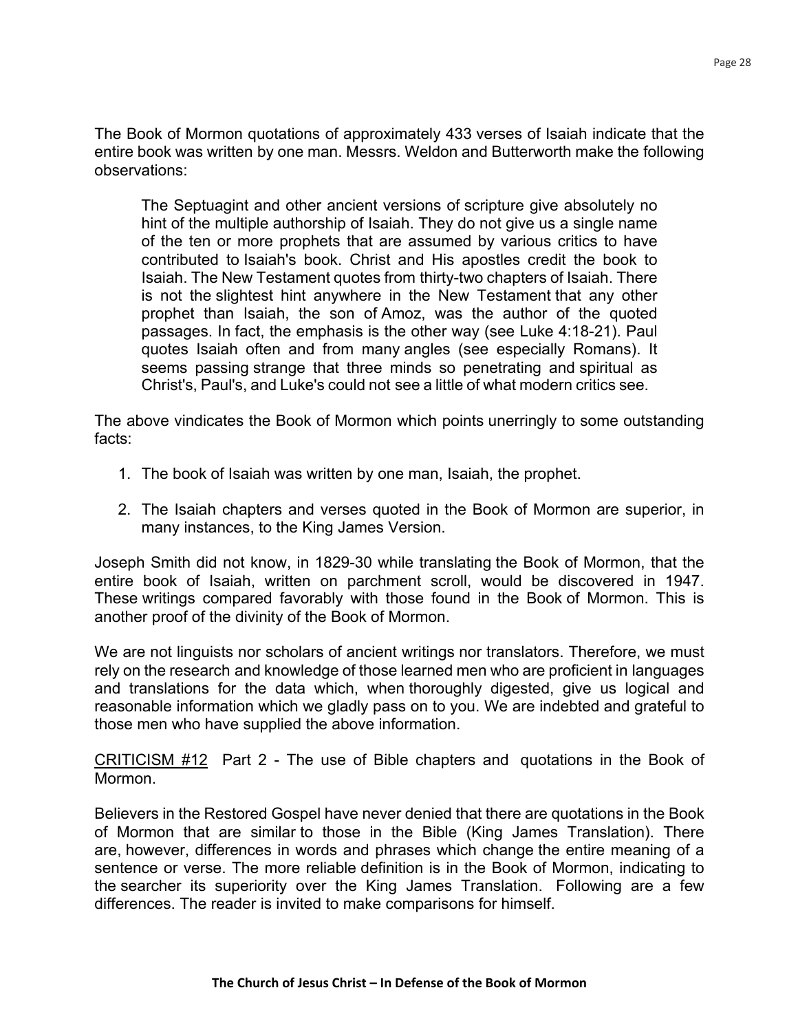The Book of Mormon quotations of approximately 433 verses of Isaiah indicate that the entire book was written by one man. Messrs. Weldon and Butterworth make the following observations:

> The Septuagint and other ancient versions of scripture give absolutely no hint of the multiple authorship of Isaiah. They do not give us a single name of the ten or more prophets that are assumed by various critics to have contributed to Isaiah's book. Christ and His apostles credit the book to Isaiah. The New Testament quotes from thirty-two chapters of Isaiah. There is not the slightest hint anywhere in the New Testament that any other prophet than Isaiah, the son of Amoz, was the author of the quoted passages. In fact, the emphasis is the other way (see Luke 4:18-21). Paul quotes Isaiah often and from many angles (see especially Romans). It seems passing strange that three minds so penetrating and spiritual as Christ's, Paul's, and Luke's could not see a little of what modern critics see.

The above vindicates the Book of Mormon which points unerringly to some outstanding facts:

1. The book of Isaiah was written by one man, Isaiah, the prophet.

2. The Isaiah chapters and verses quoted in the Book of Mormon are superior, in many instances, to the King James Version.

Joseph Smith did not know, in 1829-30 while translating the Book of Mormon, that the entire book of Isaiah, written on parchment scroll, would be discovered in 1947. These writings compared favorably with those found in the Book of Mormon. This is another proof of the divinity of the Book of Mormon.

We are not linguists nor scholars of ancient writings nor translators. Therefore, we must rely on the research and knowledge of those learned men who are proficient in languages and translations for the data which, when thoroughly digested, give us logical and reasonable information which we gladly pass on to you. We are indebted and grateful to those men who have supplied the above information.

<u>CRITICISM #12</u> Part 2 - The use of Bible chapters and quotations in the Book of Mormon.

Believers in the Restored Gospel have never denied that there are quotations in the Book of Mormon that are similar to those in the Bible (King James Translation). There are, however, differences in words and phrases which change the entire meaning of a sentence or verse. The more reliable definition is in the Book of Mormon, indicating to the searcher its superiority over the King James Translation. Following are a few differences. The reader is invited to make comparisons for himself.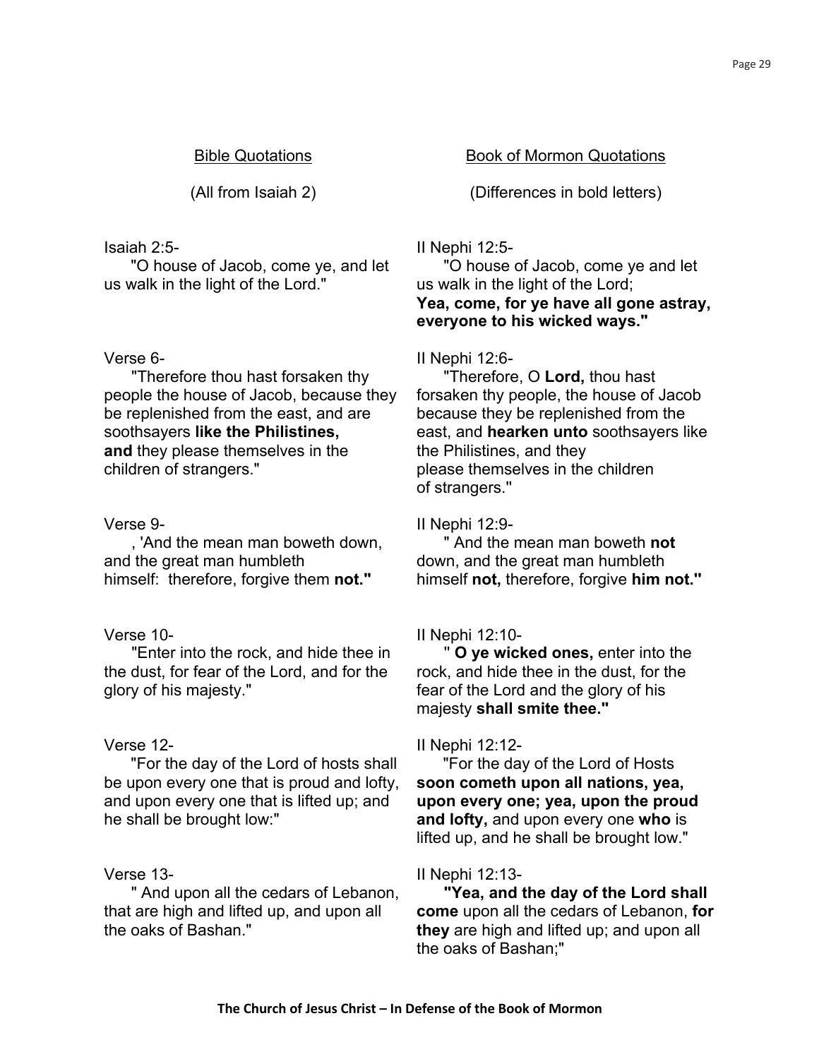| Bible Quotations | Book of Mormon Quotations |
|---|---|
| (All from Isaiah 2) | (Differences in bold letters) |
| Isaiah 2:5- "O house of Jacob, come ye, and let us walk in the light of the Lord." | II Nephi 12:5- "O house of Jacob, come ye and let us walk in the light of the Lord; **Yea, come, for ye have all gone astray, everyone to his wicked ways."** |
| Verse 6- "Therefore thou hast forsaken thy people the house of Jacob, because they be replenished from the east, and are soothsayers **like the Philistines, and** they please themselves in the children of strangers." | II Nephi 12:6- "Therefore, O **Lord,** thou hast forsaken thy people, the house of Jacob because they be replenished from the east, and **hearken unto** soothsayers like the Philistines, and they please themselves in the children of strangers." |
| Verse 9- , 'And the mean man boweth down, and the great man humbleth himself: therefore, forgive them **not."** | II Nephi 12:9- " And the mean man boweth **not** down, and the great man humbleth himself **not,** therefore, forgive **him not."** |
| Verse 10- "Enter into the rock, and hide thee in the dust, for fear of the Lord, and for the glory of his majesty." | II Nephi 12:10- " **O ye wicked ones,** enter into the rock, and hide thee in the dust, for the fear of the Lord and the glory of his majesty **shall smite thee."** |
| Verse 12- "For the day of the Lord of hosts shall be upon every one that is proud and lofty, and upon every one that is lifted up; and he shall be brought low:" | II Nephi 12:12- "For the day of the Lord of Hosts **soon cometh upon all nations, yea, upon every one; yea, upon the proud and lofty,** and upon every one **who** is lifted up, and he shall be brought low." |
| Verse 13- " And upon all the cedars of Lebanon, that are high and lifted up, and upon all the oaks of Bashan." | II Nephi 12:13- **"Yea, and the day of the Lord shall come** upon all the cedars of Lebanon, **for they** are high and lifted up; and upon all the oaks of Bashan;" |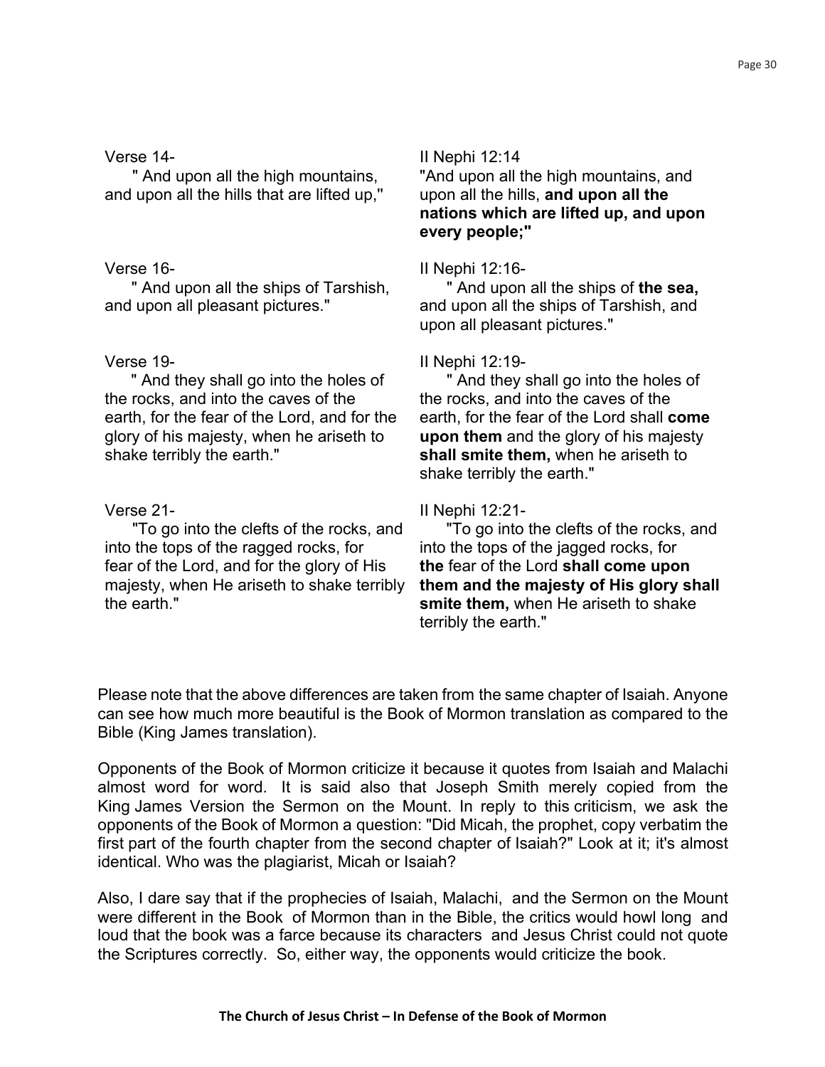| | |
|---|---|
| Verse 14- " And upon all the high mountains, and upon all the hills that are lifted up," | II Nephi 12:14 "And upon all the high mountains, and upon all the hills, **and upon all the nations which are lifted up, and upon every people;"** |
| Verse 16- " And upon all the ships of Tarshish, and upon all pleasant pictures." | II Nephi 12:16- " And upon all the ships of **the sea,** and upon all the ships of Tarshish, and upon all pleasant pictures." |
| Verse 19- " And they shall go into the holes of the rocks, and into the caves of the earth, for the fear of the Lord, and for the glory of his majesty, when he ariseth to shake terribly the earth." | II Nephi 12:19- " And they shall go into the holes of the rocks, and into the caves of the earth, for the fear of the Lord shall **come upon them** and the glory of his majesty **shall smite them,** when he ariseth to shake terribly the earth." |
| Verse 21- "To go into the clefts of the rocks, and into the tops of the ragged rocks, for fear of the Lord, and for the glory of His majesty, when He ariseth to shake terribly the earth." | II Nephi 12:21- "To go into the clefts of the rocks, and into the tops of the jagged rocks, for **the** fear of the Lord **shall come upon them and the majesty of His glory shall smite them,** when He ariseth to shake terribly the earth." |

Please note that the above differences are taken from the same chapter of Isaiah. Anyone can see how much more beautiful is the Book of Mormon translation as compared to the Bible (King James translation).

Opponents of the Book of Mormon criticize it because it quotes from Isaiah and Malachi almost word for word. It is said also that Joseph Smith merely copied from the King James Version the Sermon on the Mount. In reply to this criticism, we ask the opponents of the Book of Mormon a question: "Did Micah, the prophet, copy verbatim the first part of the fourth chapter from the second chapter of Isaiah?" Look at it; it's almost identical. Who was the plagiarist, Micah or Isaiah?

Also, I dare say that if the prophecies of Isaiah, Malachi, and the Sermon on the Mount were different in the Book of Mormon than in the Bible, the critics would howl long and loud that the book was a farce because its characters and Jesus Christ could not quote the Scriptures correctly. So, either way, the opponents would criticize the book.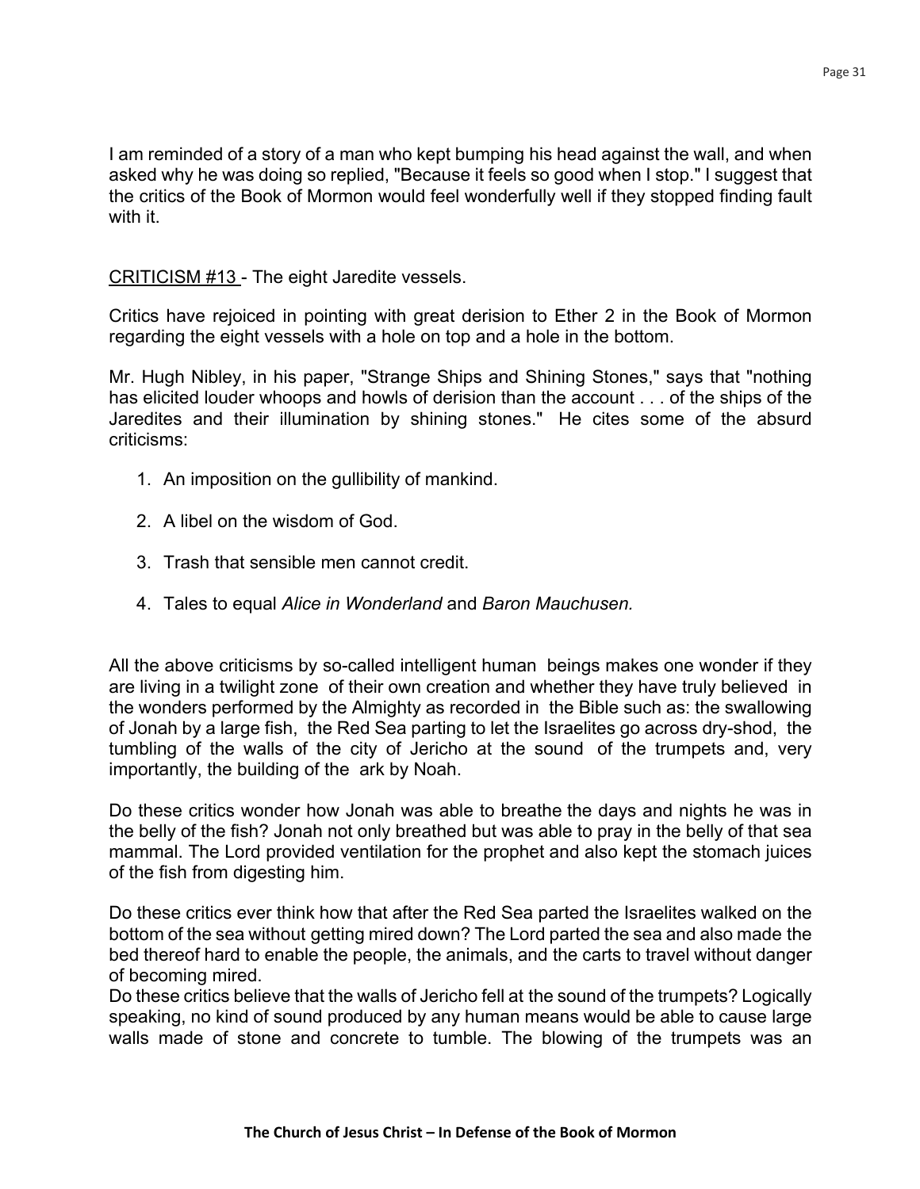I am reminded of a story of a man who kept bumping his head against the wall, and when asked why he was doing so replied, "Because it feels so good when I stop." I suggest that the critics of the Book of Mormon would feel wonderfully well if they stopped finding fault with it.

CRITICISM #13 - The eight Jaredite vessels.

Critics have rejoiced in pointing with great derision to Ether 2 in the Book of Mormon regarding the eight vessels with a hole on top and a hole in the bottom.

Mr. Hugh Nibley, in his paper, "Strange Ships and Shining Stones," says that "nothing has elicited louder whoops and howls of derision than the account . . . of the ships of the Jaredites and their illumination by shining stones." He cites some of the absurd criticisms:

1. An imposition on the gullibility of mankind.
2. A libel on the wisdom of God.
3. Trash that sensible men cannot credit.
4. Tales to equal *Alice in Wonderland* and *Baron Mauchusen.*

All the above criticisms by so-called intelligent human beings makes one wonder if they are living in a twilight zone of their own creation and whether they have truly believed in the wonders performed by the Almighty as recorded in the Bible such as: the swallowing of Jonah by a large fish, the Red Sea parting to let the Israelites go across dry-shod, the tumbling of the walls of the city of Jericho at the sound of the trumpets and, very importantly, the building of the ark by Noah.

Do these critics wonder how Jonah was able to breathe the days and nights he was in the belly of the fish? Jonah not only breathed but was able to pray in the belly of that sea mammal. The Lord provided ventilation for the prophet and also kept the stomach juices of the fish from digesting him.

Do these critics ever think how that after the Red Sea parted the Israelites walked on the bottom of the sea without getting mired down? The Lord parted the sea and also made the bed thereof hard to enable the people, the animals, and the carts to travel without danger of becoming mired.

Do these critics believe that the walls of Jericho fell at the sound of the trumpets? Logically speaking, no kind of sound produced by any human means would be able to cause large walls made of stone and concrete to tumble. The blowing of the trumpets was an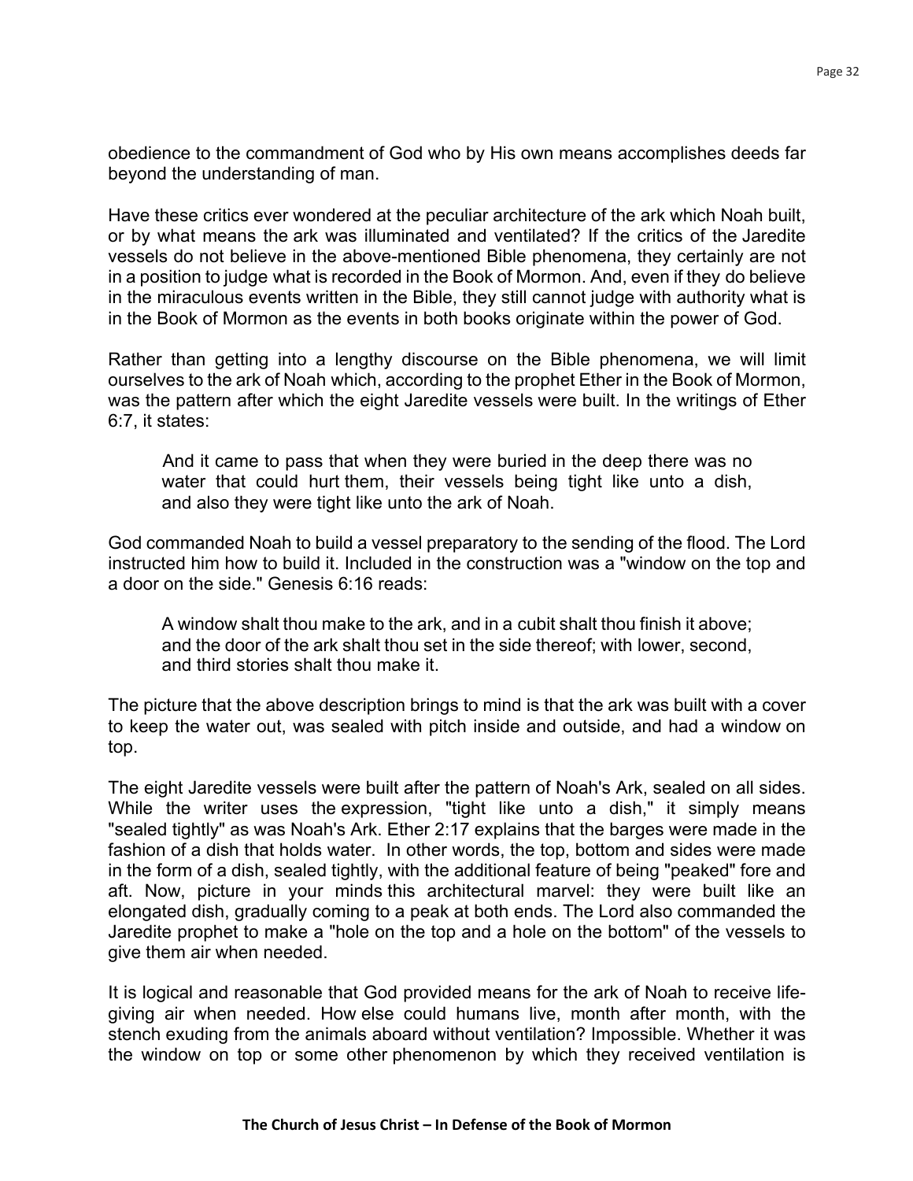obedience to the commandment of God who by His own means accomplishes deeds far beyond the understanding of man.

Have these critics ever wondered at the peculiar architecture of the ark which Noah built, or by what means the ark was illuminated and ventilated? If the critics of the Jaredite vessels do not believe in the above-mentioned Bible phenomena, they certainly are not in a position to judge what is recorded in the Book of Mormon. And, even if they do believe in the miraculous events written in the Bible, they still cannot judge with authority what is in the Book of Mormon as the events in both books originate within the power of God.

Rather than getting into a lengthy discourse on the Bible phenomena, we will limit ourselves to the ark of Noah which, according to the prophet Ether in the Book of Mormon, was the pattern after which the eight Jaredite vessels were built. In the writings of Ether 6:7, it states:

> And it came to pass that when they were buried in the deep there was no water that could hurt them, their vessels being tight like unto a dish, and also they were tight like unto the ark of Noah.

God commanded Noah to build a vessel preparatory to the sending of the flood. The Lord instructed him how to build it. Included in the construction was a "window on the top and a door on the side." Genesis 6:16 reads:

> A window shalt thou make to the ark, and in a cubit shalt thou finish it above; and the door of the ark shalt thou set in the side thereof; with lower, second, and third stories shalt thou make it.

The picture that the above description brings to mind is that the ark was built with a cover to keep the water out, was sealed with pitch inside and outside, and had a window on top.

The eight Jaredite vessels were built after the pattern of Noah's Ark, sealed on all sides. While the writer uses the expression, "tight like unto a dish," it simply means "sealed tightly" as was Noah's Ark. Ether 2:17 explains that the barges were made in the fashion of a dish that holds water. In other words, the top, bottom and sides were made in the form of a dish, sealed tightly, with the additional feature of being "peaked" fore and aft. Now, picture in your minds this architectural marvel: they were built like an elongated dish, gradually coming to a peak at both ends. The Lord also commanded the Jaredite prophet to make a "hole on the top and a hole on the bottom" of the vessels to give them air when needed.

It is logical and reasonable that God provided means for the ark of Noah to receive life-giving air when needed. How else could humans live, month after month, with the stench exuding from the animals aboard without ventilation? Impossible. Whether it was the window on top or some other phenomenon by which they received ventilation is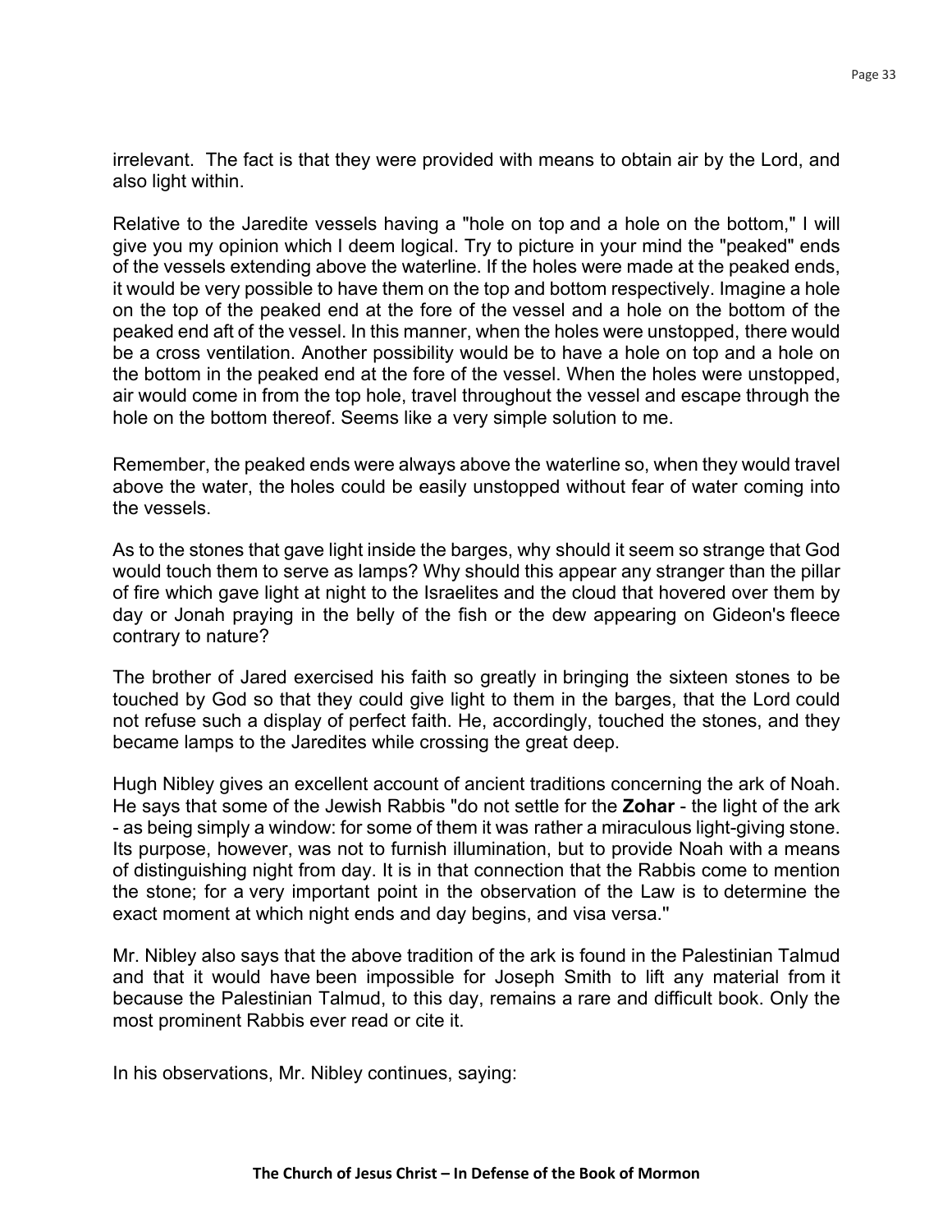irrelevant. The fact is that they were provided with means to obtain air by the Lord, and also light within.

Relative to the Jaredite vessels having a "hole on top and a hole on the bottom," I will give you my opinion which I deem logical. Try to picture in your mind the "peaked" ends of the vessels extending above the waterline. If the holes were made at the peaked ends, it would be very possible to have them on the top and bottom respectively. Imagine a hole on the top of the peaked end at the fore of the vessel and a hole on the bottom of the peaked end aft of the vessel. In this manner, when the holes were unstopped, there would be a cross ventilation. Another possibility would be to have a hole on top and a hole on the bottom in the peaked end at the fore of the vessel. When the holes were unstopped, air would come in from the top hole, travel throughout the vessel and escape through the hole on the bottom thereof. Seems like a very simple solution to me.

Remember, the peaked ends were always above the waterline so, when they would travel above the water, the holes could be easily unstopped without fear of water coming into the vessels.

As to the stones that gave light inside the barges, why should it seem so strange that God would touch them to serve as lamps? Why should this appear any stranger than the pillar of fire which gave light at night to the Israelites and the cloud that hovered over them by day or Jonah praying in the belly of the fish or the dew appearing on Gideon's fleece contrary to nature?

The brother of Jared exercised his faith so greatly in bringing the sixteen stones to be touched by God so that they could give light to them in the barges, that the Lord could not refuse such a display of perfect faith. He, accordingly, touched the stones, and they became lamps to the Jaredites while crossing the great deep.

Hugh Nibley gives an excellent account of ancient traditions concerning the ark of Noah. He says that some of the Jewish Rabbis "do not settle for the **Zohar** - the light of the ark - as being simply a window: for some of them it was rather a miraculous light-giving stone. Its purpose, however, was not to furnish illumination, but to provide Noah with a means of distinguishing night from day. It is in that connection that the Rabbis come to mention the stone; for a very important point in the observation of the Law is to determine the exact moment at which night ends and day begins, and visa versa."

Mr. Nibley also says that the above tradition of the ark is found in the Palestinian Talmud and that it would have been impossible for Joseph Smith to lift any material from it because the Palestinian Talmud, to this day, remains a rare and difficult book. Only the most prominent Rabbis ever read or cite it.

In his observations, Mr. Nibley continues, saying: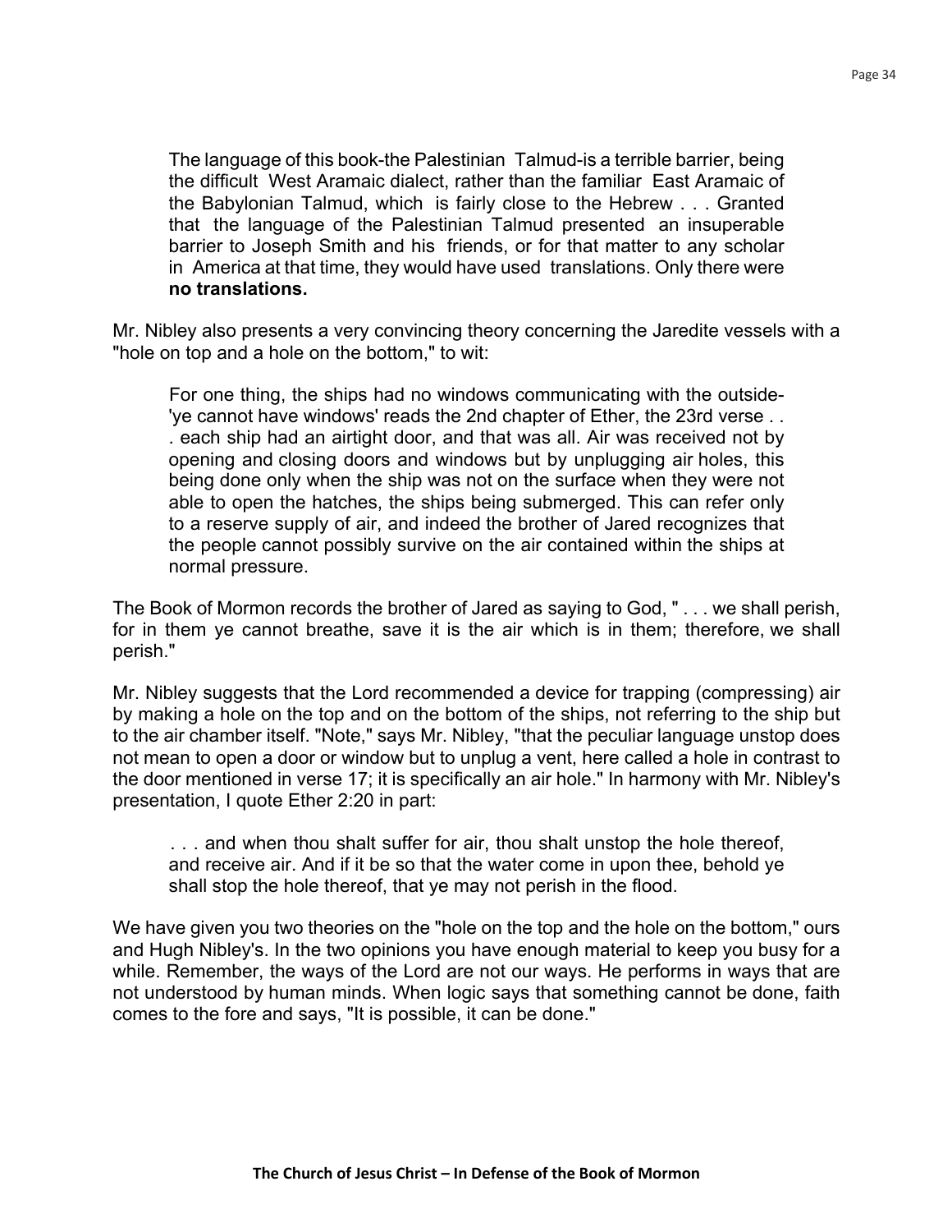> The language of this book-the Palestinian Talmud-is a terrible barrier, being the difficult West Aramaic dialect, rather than the familiar East Aramaic of the Babylonian Talmud, which is fairly close to the Hebrew . . . Granted that the language of the Palestinian Talmud presented an insuperable barrier to Joseph Smith and his friends, or for that matter to any scholar in America at that time, they would have used translations. Only there were **no translations.**

Mr. Nibley also presents a very convincing theory concerning the Jaredite vessels with a "hole on top and a hole on the bottom," to wit:

> For one thing, the ships had no windows communicating with the outside- 'ye cannot have windows' reads the 2nd chapter of Ether, the 23rd verse . . . each ship had an airtight door, and that was all. Air was received not by opening and closing doors and windows but by unplugging air holes, this being done only when the ship was not on the surface when they were not able to open the hatches, the ships being submerged. This can refer only to a reserve supply of air, and indeed the brother of Jared recognizes that the people cannot possibly survive on the air contained within the ships at normal pressure.

The Book of Mormon records the brother of Jared as saying to God, " . . . we shall perish, for in them ye cannot breathe, save it is the air which is in them; therefore, we shall perish."

Mr. Nibley suggests that the Lord recommended a device for trapping (compressing) air by making a hole on the top and on the bottom of the ships, not referring to the ship but to the air chamber itself. "Note," says Mr. Nibley, "that the peculiar language unstop does not mean to open a door or window but to unplug a vent, here called a hole in contrast to the door mentioned in verse 17; it is specifically an air hole." In harmony with Mr. Nibley's presentation, I quote Ether 2:20 in part:

> . . . and when thou shalt suffer for air, thou shalt unstop the hole thereof, and receive air. And if it be so that the water come in upon thee, behold ye shall stop the hole thereof, that ye may not perish in the flood.

We have given you two theories on the "hole on the top and the hole on the bottom," ours and Hugh Nibley's. In the two opinions you have enough material to keep you busy for a while. Remember, the ways of the Lord are not our ways. He performs in ways that are not understood by human minds. When logic says that something cannot be done, faith comes to the fore and says, "It is possible, it can be done."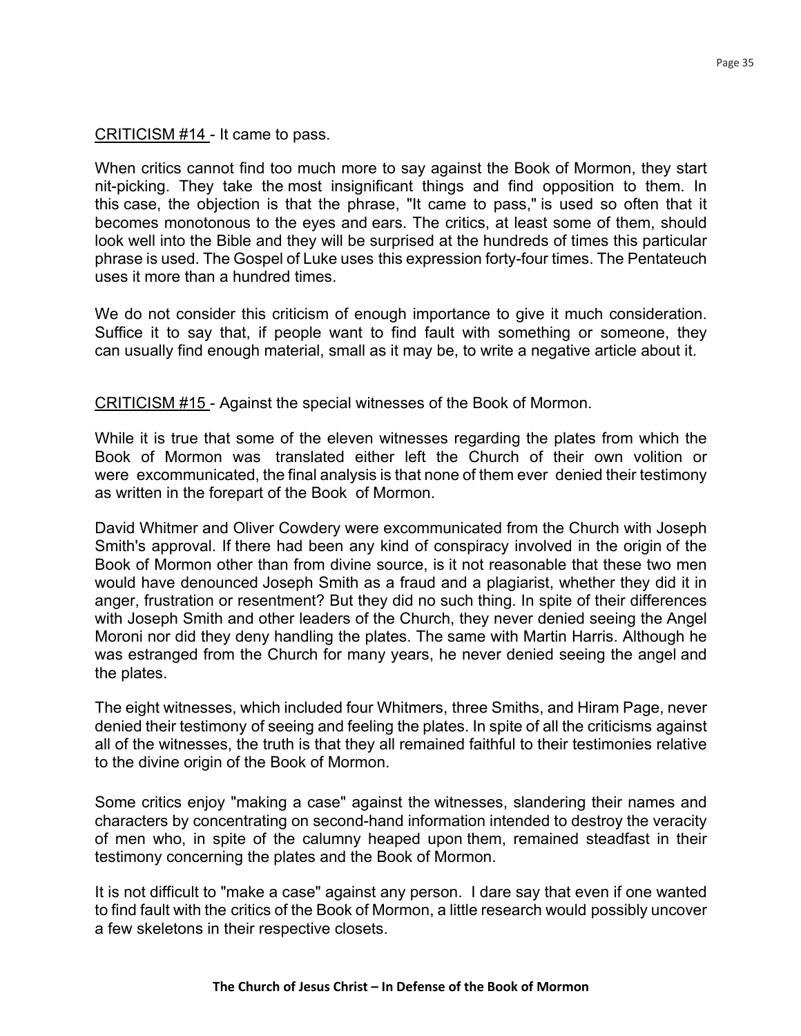CRITICISM #14 - It came to pass.

When critics cannot find too much more to say against the Book of Mormon, they start nit-picking. They take the most insignificant things and find opposition to them. In this case, the objection is that the phrase, "It came to pass," is used so often that it becomes monotonous to the eyes and ears. The critics, at least some of them, should look well into the Bible and they will be surprised at the hundreds of times this particular phrase is used. The Gospel of Luke uses this expression forty-four times. The Pentateuch uses it more than a hundred times.

We do not consider this criticism of enough importance to give it much consideration. Suffice it to say that, if people want to find fault with something or someone, they can usually find enough material, small as it may be, to write a negative article about it.

CRITICISM #15 - Against the special witnesses of the Book of Mormon.

While it is true that some of the eleven witnesses regarding the plates from which the Book of Mormon was translated either left the Church of their own volition or were excommunicated, the final analysis is that none of them ever denied their testimony as written in the forepart of the Book of Mormon.

David Whitmer and Oliver Cowdery were excommunicated from the Church with Joseph Smith's approval. If there had been any kind of conspiracy involved in the origin of the Book of Mormon other than from divine source, is it not reasonable that these two men would have denounced Joseph Smith as a fraud and a plagiarist, whether they did it in anger, frustration or resentment? But they did no such thing. In spite of their differences with Joseph Smith and other leaders of the Church, they never denied seeing the Angel Moroni nor did they deny handling the plates. The same with Martin Harris. Although he was estranged from the Church for many years, he never denied seeing the angel and the plates.

The eight witnesses, which included four Whitmers, three Smiths, and Hiram Page, never denied their testimony of seeing and feeling the plates. In spite of all the criticisms against all of the witnesses, the truth is that they all remained faithful to their testimonies relative to the divine origin of the Book of Mormon.

Some critics enjoy "making a case" against the witnesses, slandering their names and characters by concentrating on second-hand information intended to destroy the veracity of men who, in spite of the calumny heaped upon them, remained steadfast in their testimony concerning the plates and the Book of Mormon.

It is not difficult to "make a case" against any person. I dare say that even if one wanted to find fault with the critics of the Book of Mormon, a little research would possibly uncover a few skeletons in their respective closets.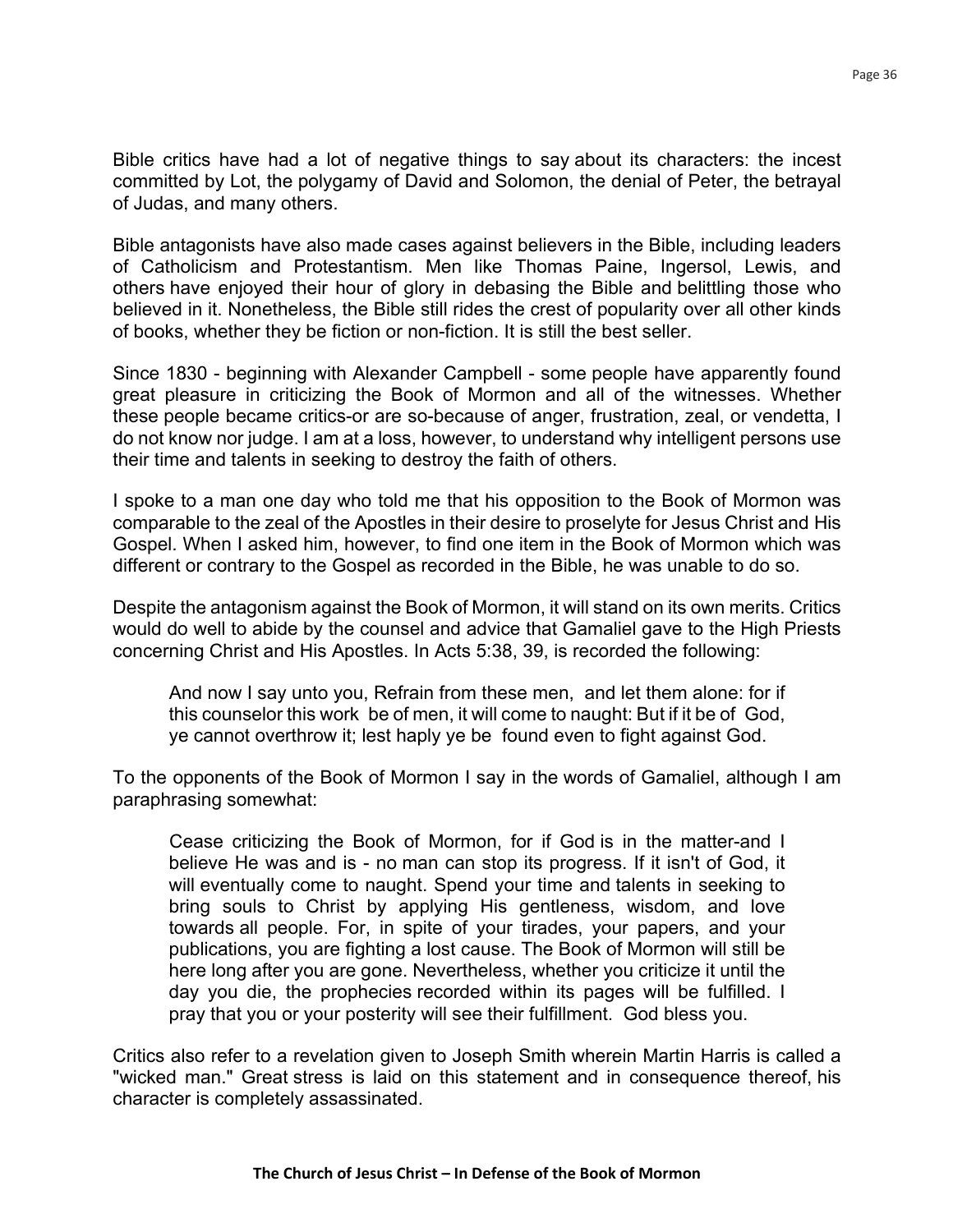Bible critics have had a lot of negative things to say about its characters: the incest committed by Lot, the polygamy of David and Solomon, the denial of Peter, the betrayal of Judas, and many others.

Bible antagonists have also made cases against believers in the Bible, including leaders of Catholicism and Protestantism. Men like Thomas Paine, Ingersol, Lewis, and others have enjoyed their hour of glory in debasing the Bible and belittling those who believed in it. Nonetheless, the Bible still rides the crest of popularity over all other kinds of books, whether they be fiction or non-fiction. It is still the best seller.

Since 1830 - beginning with Alexander Campbell - some people have apparently found great pleasure in criticizing the Book of Mormon and all of the witnesses. Whether these people became critics-or are so-because of anger, frustration, zeal, or vendetta, I do not know nor judge. I am at a loss, however, to understand why intelligent persons use their time and talents in seeking to destroy the faith of others.

I spoke to a man one day who told me that his opposition to the Book of Mormon was comparable to the zeal of the Apostles in their desire to proselyte for Jesus Christ and His Gospel. When I asked him, however, to find one item in the Book of Mormon which was different or contrary to the Gospel as recorded in the Bible, he was unable to do so.

Despite the antagonism against the Book of Mormon, it will stand on its own merits. Critics would do well to abide by the counsel and advice that Gamaliel gave to the High Priests concerning Christ and His Apostles. In Acts 5:38, 39, is recorded the following:

> And now I say unto you, Refrain from these men, and let them alone: for if this counselor this work be of men, it will come to naught: But if it be of God, ye cannot overthrow it; lest haply ye be found even to fight against God.

To the opponents of the Book of Mormon I say in the words of Gamaliel, although I am paraphrasing somewhat:

> Cease criticizing the Book of Mormon, for if God is in the matter-and I believe He was and is - no man can stop its progress. If it isn't of God, it will eventually come to naught. Spend your time and talents in seeking to bring souls to Christ by applying His gentleness, wisdom, and love towards all people. For, in spite of your tirades, your papers, and your publications, you are fighting a lost cause. The Book of Mormon will still be here long after you are gone. Nevertheless, whether you criticize it until the day you die, the prophecies recorded within its pages will be fulfilled. I pray that you or your posterity will see their fulfillment. God bless you.

Critics also refer to a revelation given to Joseph Smith wherein Martin Harris is called a "wicked man." Great stress is laid on this statement and in consequence thereof, his character is completely assassinated.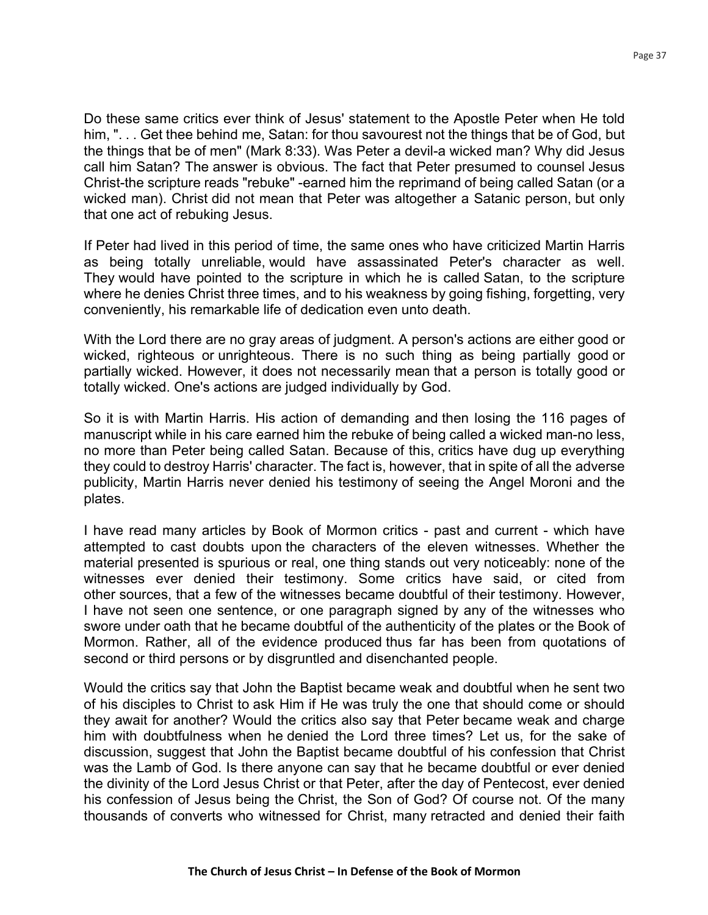Do these same critics ever think of Jesus' statement to the Apostle Peter when He told him, ". . . Get thee behind me, Satan: for thou savourest not the things that be of God, but the things that be of men" (Mark 8:33). Was Peter a devil-a wicked man? Why did Jesus call him Satan? The answer is obvious. The fact that Peter presumed to counsel Jesus Christ-the scripture reads "rebuke" -earned him the reprimand of being called Satan (or a wicked man). Christ did not mean that Peter was altogether a Satanic person, but only that one act of rebuking Jesus.

If Peter had lived in this period of time, the same ones who have criticized Martin Harris as being totally unreliable, would have assassinated Peter's character as well. They would have pointed to the scripture in which he is called Satan, to the scripture where he denies Christ three times, and to his weakness by going fishing, forgetting, very conveniently, his remarkable life of dedication even unto death.

With the Lord there are no gray areas of judgment. A person's actions are either good or wicked, righteous or unrighteous. There is no such thing as being partially good or partially wicked. However, it does not necessarily mean that a person is totally good or totally wicked. One's actions are judged individually by God.

So it is with Martin Harris. His action of demanding and then losing the 116 pages of manuscript while in his care earned him the rebuke of being called a wicked man-no less, no more than Peter being called Satan. Because of this, critics have dug up everything they could to destroy Harris' character. The fact is, however, that in spite of all the adverse publicity, Martin Harris never denied his testimony of seeing the Angel Moroni and the plates.

I have read many articles by Book of Mormon critics - past and current - which have attempted to cast doubts upon the characters of the eleven witnesses. Whether the material presented is spurious or real, one thing stands out very noticeably: none of the witnesses ever denied their testimony. Some critics have said, or cited from other sources, that a few of the witnesses became doubtful of their testimony. However, I have not seen one sentence, or one paragraph signed by any of the witnesses who swore under oath that he became doubtful of the authenticity of the plates or the Book of Mormon. Rather, all of the evidence produced thus far has been from quotations of second or third persons or by disgruntled and disenchanted people.

Would the critics say that John the Baptist became weak and doubtful when he sent two of his disciples to Christ to ask Him if He was truly the one that should come or should they await for another? Would the critics also say that Peter became weak and charge him with doubtfulness when he denied the Lord three times? Let us, for the sake of discussion, suggest that John the Baptist became doubtful of his confession that Christ was the Lamb of God. Is there anyone can say that he became doubtful or ever denied the divinity of the Lord Jesus Christ or that Peter, after the day of Pentecost, ever denied his confession of Jesus being the Christ, the Son of God? Of course not. Of the many thousands of converts who witnessed for Christ, many retracted and denied their faith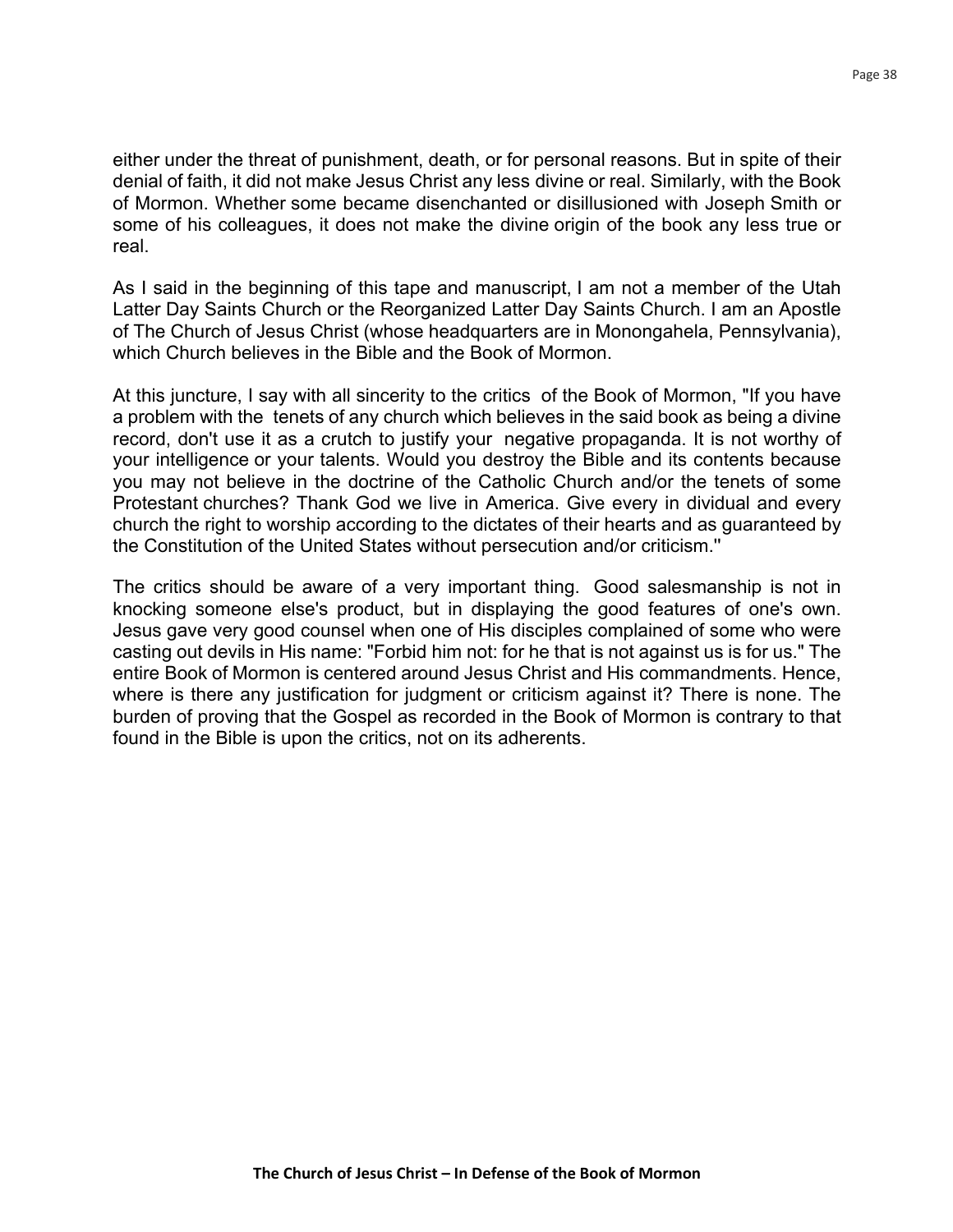either under the threat of punishment, death, or for personal reasons. But in spite of their denial of faith, it did not make Jesus Christ any less divine or real. Similarly, with the Book of Mormon. Whether some became disenchanted or disillusioned with Joseph Smith or some of his colleagues, it does not make the divine origin of the book any less true or real.

As I said in the beginning of this tape and manuscript, I am not a member of the Utah Latter Day Saints Church or the Reorganized Latter Day Saints Church. I am an Apostle of The Church of Jesus Christ (whose headquarters are in Monongahela, Pennsylvania), which Church believes in the Bible and the Book of Mormon.

At this juncture, I say with all sincerity to the critics of the Book of Mormon, "If you have a problem with the tenets of any church which believes in the said book as being a divine record, don't use it as a crutch to justify your negative propaganda. It is not worthy of your intelligence or your talents. Would you destroy the Bible and its contents because you may not believe in the doctrine of the Catholic Church and/or the tenets of some Protestant churches? Thank God we live in America. Give every in dividual and every church the right to worship according to the dictates of their hearts and as guaranteed by the Constitution of the United States without persecution and/or criticism."

The critics should be aware of a very important thing. Good salesmanship is not in knocking someone else's product, but in displaying the good features of one's own. Jesus gave very good counsel when one of His disciples complained of some who were casting out devils in His name: "Forbid him not: for he that is not against us is for us." The entire Book of Mormon is centered around Jesus Christ and His commandments. Hence, where is there any justification for judgment or criticism against it? There is none. The burden of proving that the Gospel as recorded in the Book of Mormon is contrary to that found in the Bible is upon the critics, not on its adherents.